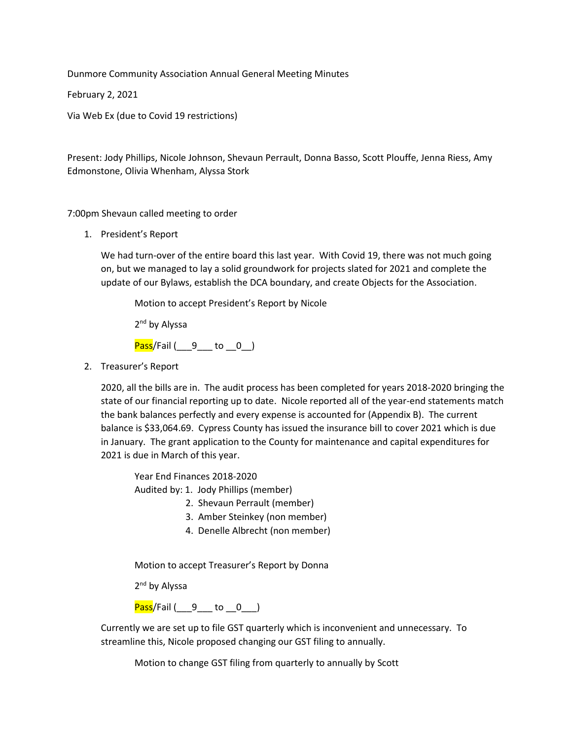Dunmore Community Association Annual General Meeting Minutes

February 2, 2021

Via Web Ex (due to Covid 19 restrictions)

Present: Jody Phillips, Nicole Johnson, Shevaun Perrault, Donna Basso, Scott Plouffe, Jenna Riess, Amy Edmonstone, Olivia Whenham, Alyssa Stork

7:00pm Shevaun called meeting to order

1. President's Report

   We had turn-over of the entire board this last year. With Covid 19, there was not much going on, but we managed to lay a solid groundwork for projects slated for 2021 and complete the update of our Bylaws, establish the DCA boundary, and create Objects for the Association.

   Motion to accept President's Report by Nicole

   2nd by Alyssa

   Pass/Fail (\_\_\_9\_\_\_ to \_\_0\_\_)

2. Treasurer's Report

   2020, all the bills are in. The audit process has been completed for years 2018-2020 bringing the state of our financial reporting up to date. Nicole reported all of the year-end statements match the bank balances perfectly and every expense is accounted for (Appendix B). The current balance is $33,064.69. Cypress County has issued the insurance bill to cover 2021 which is due in January. The grant application to the County for maintenance and capital expenditures for 2021 is due in March of this year.

   Year End Finances 2018-2020
   Audited by:
   1. Jody Phillips (member)
   2. Shevaun Perrault (member)
   3. Amber Steinkey (non member)
   4. Denelle Albrecht (non member)

   Motion to accept Treasurer's Report by Donna

   2nd by Alyssa

   Pass/Fail (\_\_\_9\_\_\_ to \_\_0\_\_\_)

   Currently we are set up to file GST quarterly which is inconvenient and unnecessary. To streamline this, Nicole proposed changing our GST filing to annually.

   Motion to change GST filing from quarterly to annually by Scott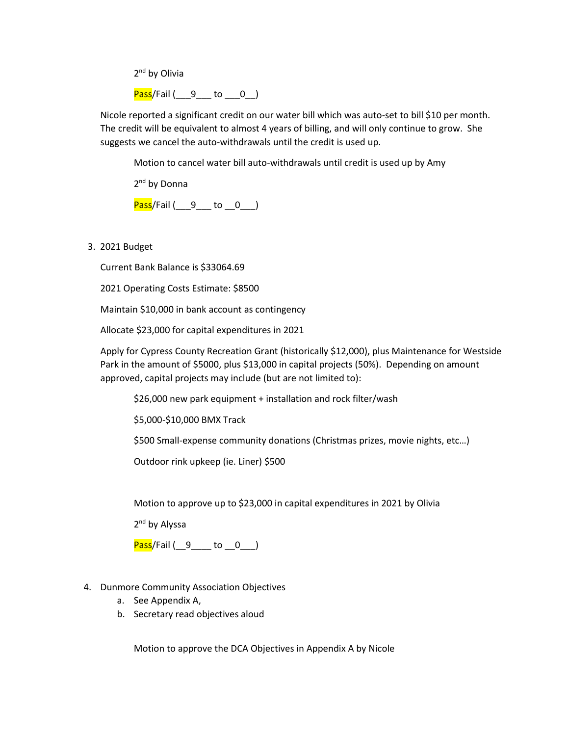2nd by Olivia

Pass/Fail (___9___ to ___0__)

Nicole reported a significant credit on our water bill which was auto-set to bill $10 per month. The credit will be equivalent to almost 4 years of billing, and will only continue to grow. She suggests we cancel the auto-withdrawals until the credit is used up.

Motion to cancel water bill auto-withdrawals until credit is used up by Amy

2nd by Donna

Pass/Fail (___9___ to __0___)

3. 2021 Budget

   Current Bank Balance is $33064.69

   2021 Operating Costs Estimate: $8500

   Maintain $10,000 in bank account as contingency

   Allocate $23,000 for capital expenditures in 2021

   Apply for Cypress County Recreation Grant (historically $12,000), plus Maintenance for Westside Park in the amount of $5000, plus $13,000 in capital projects (50%). Depending on amount approved, capital projects may include (but are not limited to):

   $26,000 new park equipment + installation and rock filter/wash

   $5,000-$10,000 BMX Track

   $500 Small-expense community donations (Christmas prizes, movie nights, etc…)

   Outdoor rink upkeep (ie. Liner) $500

   Motion to approve up to $23,000 in capital expenditures in 2021 by Olivia

   2nd by Alyssa

   Pass/Fail (__9____ to __0___)

4. Dunmore Community Association Objectives
   a. See Appendix A,
   b. Secretary read objectives aloud

   Motion to approve the DCA Objectives in Appendix A by Nicole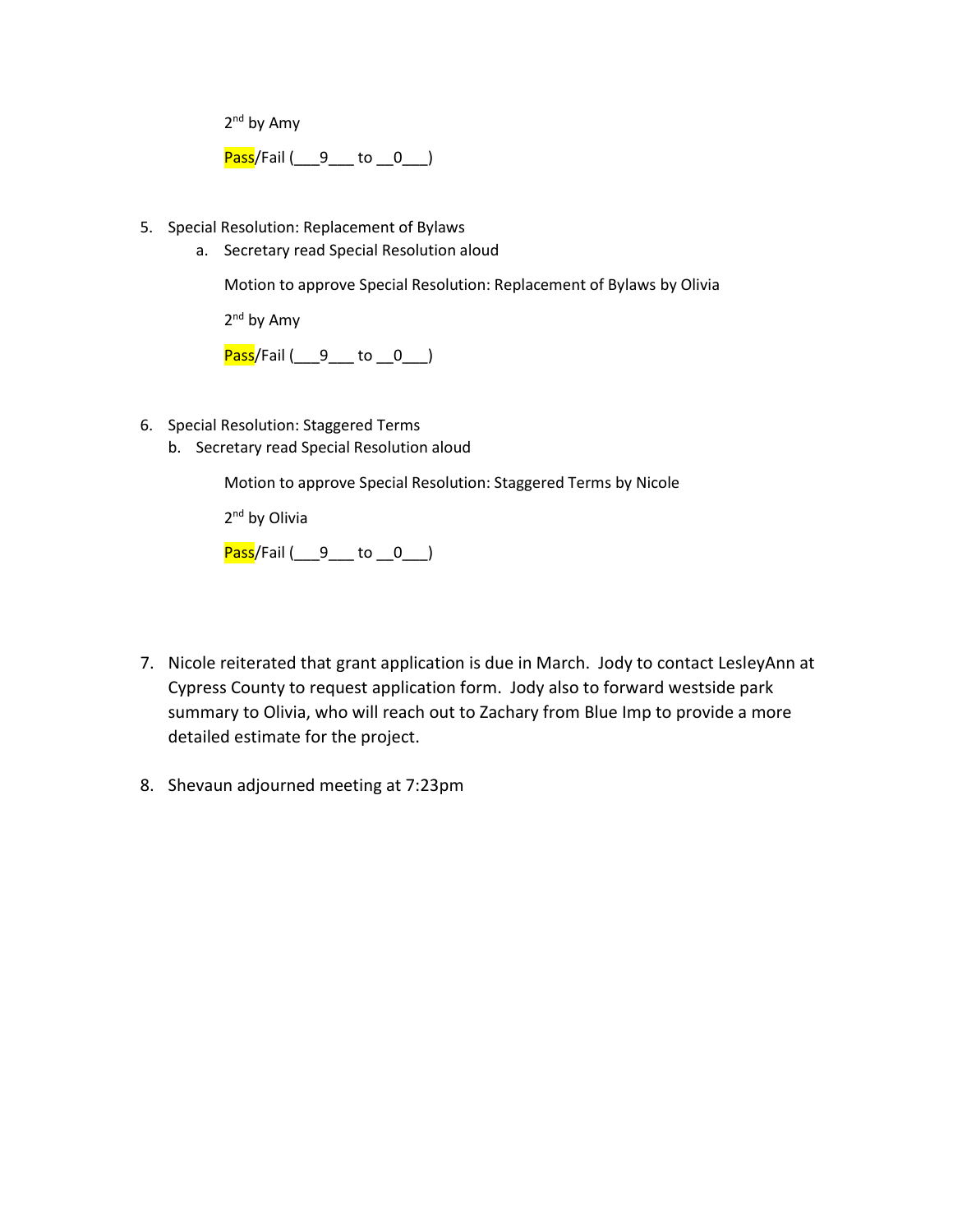2nd by Amy

Pass/Fail (___9___ to __0___)

5. Special Resolution: Replacement of Bylaws
   a. Secretary read Special Resolution aloud

      Motion to approve Special Resolution: Replacement of Bylaws by Olivia

      2nd by Amy

      Pass/Fail (___9___ to __0___)

6. Special Resolution: Staggered Terms
   b. Secretary read Special Resolution aloud

      Motion to approve Special Resolution: Staggered Terms by Nicole

      2nd by Olivia

      Pass/Fail (___9___ to __0___)

7. Nicole reiterated that grant application is due in March. Jody to contact LesleyAnn at Cypress County to request application form. Jody also to forward westside park summary to Olivia, who will reach out to Zachary from Blue Imp to provide a more detailed estimate for the project.

8. Shevaun adjourned meeting at 7:23pm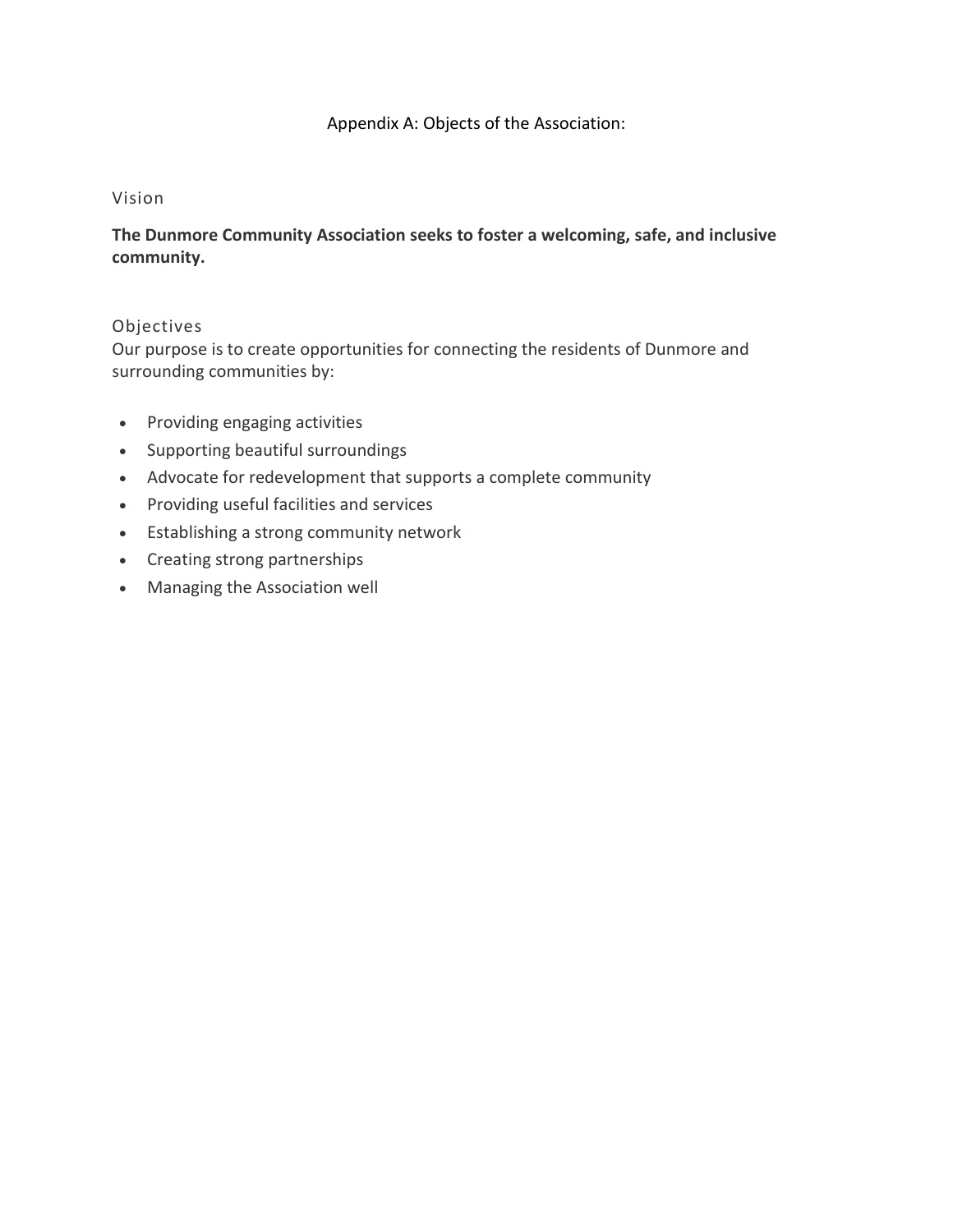# Appendix A: Objects of the Association:

## Vision

**The Dunmore Community Association seeks to foster a welcoming, safe, and inclusive community.**

## Objectives

Our purpose is to create opportunities for connecting the residents of Dunmore and surrounding communities by:

- Providing engaging activities
- Supporting beautiful surroundings
- Advocate for redevelopment that supports a complete community
- Providing useful facilities and services
- Establishing a strong community network
- Creating strong partnerships
- Managing the Association well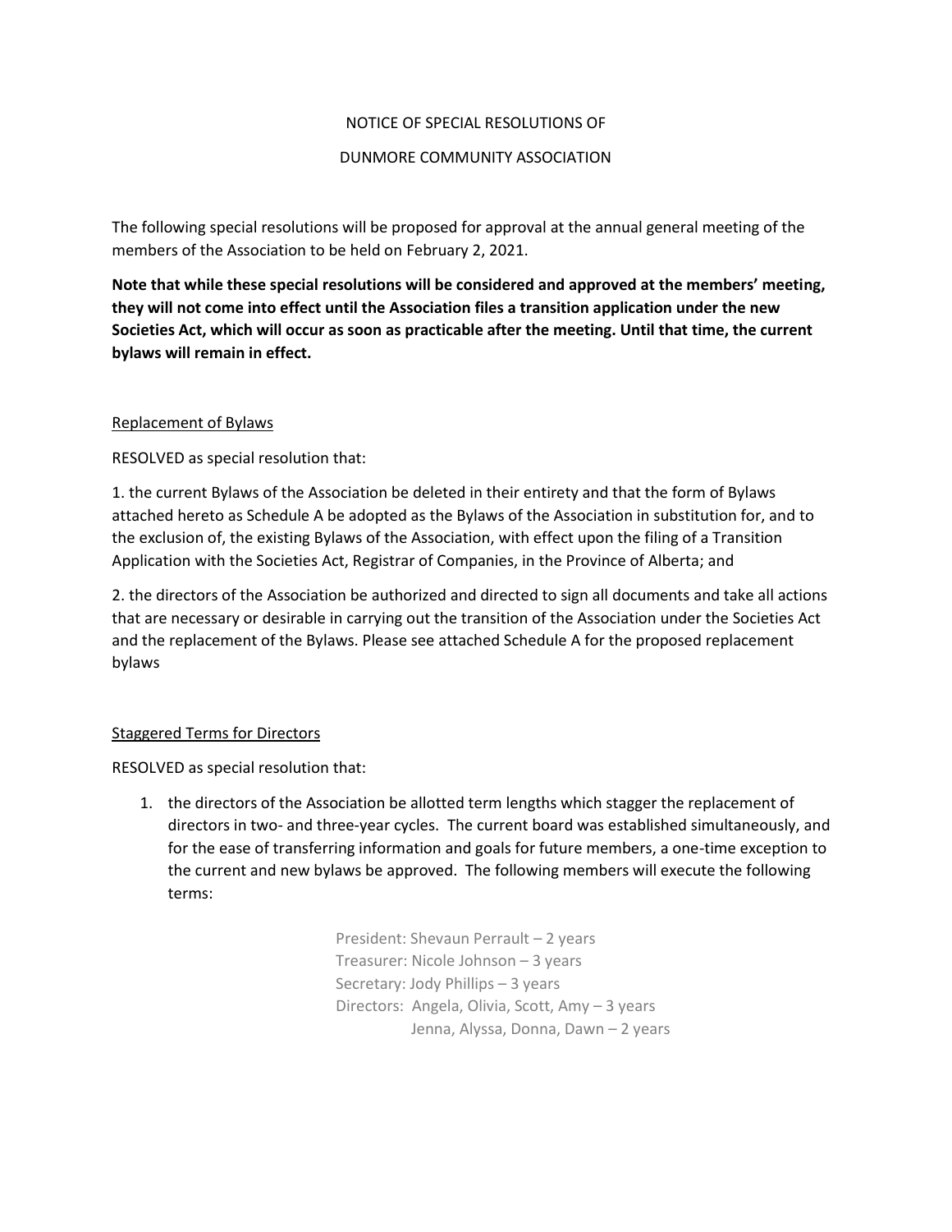NOTICE OF SPECIAL RESOLUTIONS OF

DUNMORE COMMUNITY ASSOCIATION

The following special resolutions will be proposed for approval at the annual general meeting of the members of the Association to be held on February 2, 2021.

**Note that while these special resolutions will be considered and approved at the members' meeting, they will not come into effect until the Association files a transition application under the new Societies Act, which will occur as soon as practicable after the meeting. Until that time, the current bylaws will remain in effect.**

Replacement of Bylaws

RESOLVED as special resolution that:

1. the current Bylaws of the Association be deleted in their entirety and that the form of Bylaws attached hereto as Schedule A be adopted as the Bylaws of the Association in substitution for, and to the exclusion of, the existing Bylaws of the Association, with effect upon the filing of a Transition Application with the Societies Act, Registrar of Companies, in the Province of Alberta; and

2. the directors of the Association be authorized and directed to sign all documents and take all actions that are necessary or desirable in carrying out the transition of the Association under the Societies Act and the replacement of the Bylaws. Please see attached Schedule A for the proposed replacement bylaws

Staggered Terms for Directors

RESOLVED as special resolution that:

1. the directors of the Association be allotted term lengths which stagger the replacement of directors in two- and three-year cycles. The current board was established simultaneously, and for the ease of transferring information and goals for future members, a one-time exception to the current and new bylaws be approved. The following members will execute the following terms:

   President: Shevaun Perrault – 2 years
   Treasurer: Nicole Johnson – 3 years
   Secretary: Jody Phillips – 3 years
   Directors: Angela, Olivia, Scott, Amy – 3 years
   Jenna, Alyssa, Donna, Dawn – 2 years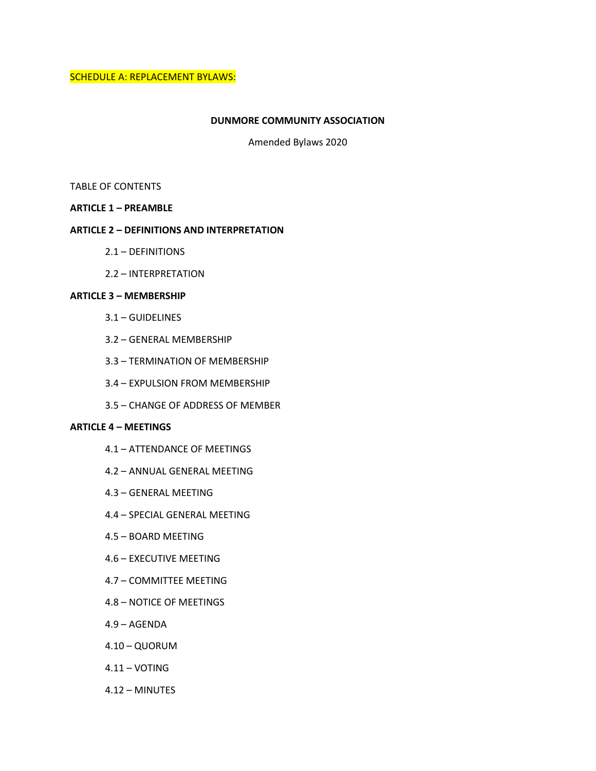SCHEDULE A: REPLACEMENT BYLAWS:

**DUNMORE COMMUNITY ASSOCIATION**

Amended Bylaws 2020

TABLE OF CONTENTS

**ARTICLE 1 – PREAMBLE**

**ARTICLE 2 – DEFINITIONS AND INTERPRETATION**

- 2.1 – DEFINITIONS
- 2.2 – INTERPRETATION

**ARTICLE 3 – MEMBERSHIP**

- 3.1 – GUIDELINES
- 3.2 – GENERAL MEMBERSHIP
- 3.3 – TERMINATION OF MEMBERSHIP
- 3.4 – EXPULSION FROM MEMBERSHIP
- 3.5 – CHANGE OF ADDRESS OF MEMBER

**ARTICLE 4 – MEETINGS**

- 4.1 – ATTENDANCE OF MEETINGS
- 4.2 – ANNUAL GENERAL MEETING
- 4.3 – GENERAL MEETING
- 4.4 – SPECIAL GENERAL MEETING
- 4.5 – BOARD MEETING
- 4.6 – EXECUTIVE MEETING
- 4.7 – COMMITTEE MEETING
- 4.8 – NOTICE OF MEETINGS
- 4.9 – AGENDA
- 4.10 – QUORUM
- 4.11 – VOTING
- 4.12 – MINUTES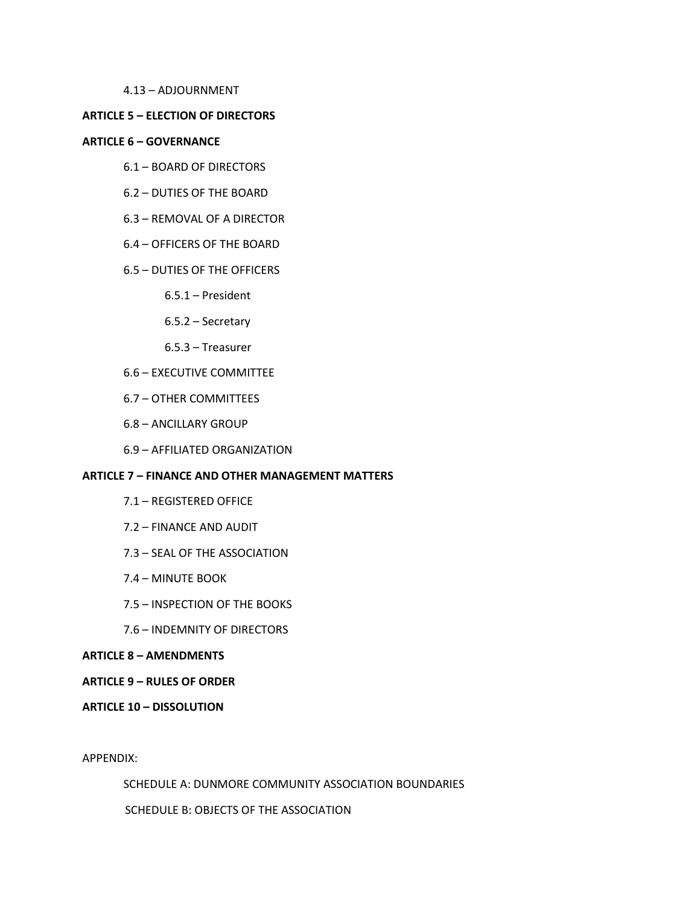4.13 – ADJOURNMENT

**ARTICLE 5 – ELECTION OF DIRECTORS**

**ARTICLE 6 – GOVERNANCE**

6.1 – BOARD OF DIRECTORS

6.2 – DUTIES OF THE BOARD

6.3 – REMOVAL OF A DIRECTOR

6.4 – OFFICERS OF THE BOARD

6.5 – DUTIES OF THE OFFICERS

6.5.1 – President

6.5.2 – Secretary

6.5.3 – Treasurer

6.6 – EXECUTIVE COMMITTEE

6.7 – OTHER COMMITTEES

6.8 – ANCILLARY GROUP

6.9 – AFFILIATED ORGANIZATION

**ARTICLE 7 – FINANCE AND OTHER MANAGEMENT MATTERS**

7.1 – REGISTERED OFFICE

7.2 – FINANCE AND AUDIT

7.3 – SEAL OF THE ASSOCIATION

7.4 – MINUTE BOOK

7.5 – INSPECTION OF THE BOOKS

7.6 – INDEMNITY OF DIRECTORS

**ARTICLE 8 – AMENDMENTS**

**ARTICLE 9 – RULES OF ORDER**

**ARTICLE 10 – DISSOLUTION**

APPENDIX:

SCHEDULE A: DUNMORE COMMUNITY ASSOCIATION BOUNDARIES

SCHEDULE B: OBJECTS OF THE ASSOCIATION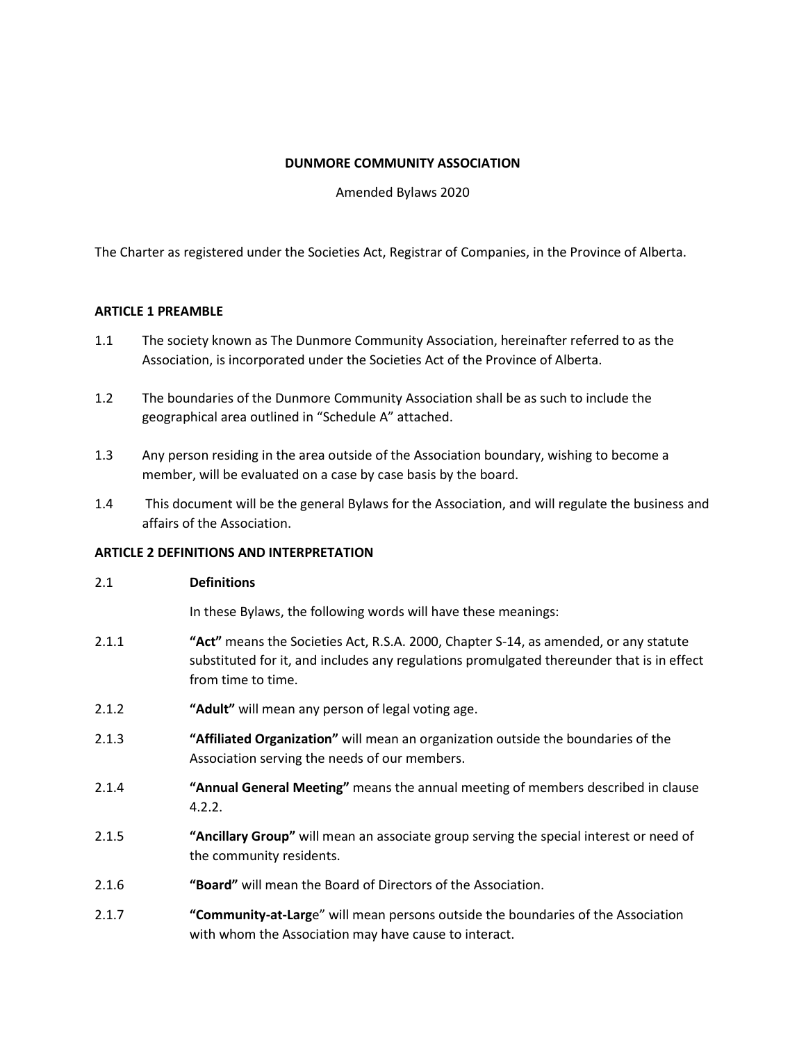**DUNMORE COMMUNITY ASSOCIATION**

Amended Bylaws 2020

The Charter as registered under the Societies Act, Registrar of Companies, in the Province of Alberta.

## ARTICLE 1 PREAMBLE

1.1 The society known as The Dunmore Community Association, hereinafter referred to as the Association, is incorporated under the Societies Act of the Province of Alberta.

1.2 The boundaries of the Dunmore Community Association shall be as such to include the geographical area outlined in "Schedule A" attached.

1.3 Any person residing in the area outside of the Association boundary, wishing to become a member, will be evaluated on a case by case basis by the board.

1.4 This document will be the general Bylaws for the Association, and will regulate the business and affairs of the Association.

## ARTICLE 2 DEFINITIONS AND INTERPRETATION

2.1 **Definitions**

In these Bylaws, the following words will have these meanings:

2.1.1 **"Act"** means the Societies Act, R.S.A. 2000, Chapter S-14, as amended, or any statute substituted for it, and includes any regulations promulgated thereunder that is in effect from time to time.

2.1.2 **"Adult"** will mean any person of legal voting age.

2.1.3 **"Affiliated Organization"** will mean an organization outside the boundaries of the Association serving the needs of our members.

2.1.4 **"Annual General Meeting"** means the annual meeting of members described in clause 4.2.2.

2.1.5 **"Ancillary Group"** will mean an associate group serving the special interest or need of the community residents.

2.1.6 **"Board"** will mean the Board of Directors of the Association.

2.1.7 **"Community-at-Larg**e" will mean persons outside the boundaries of the Association with whom the Association may have cause to interact.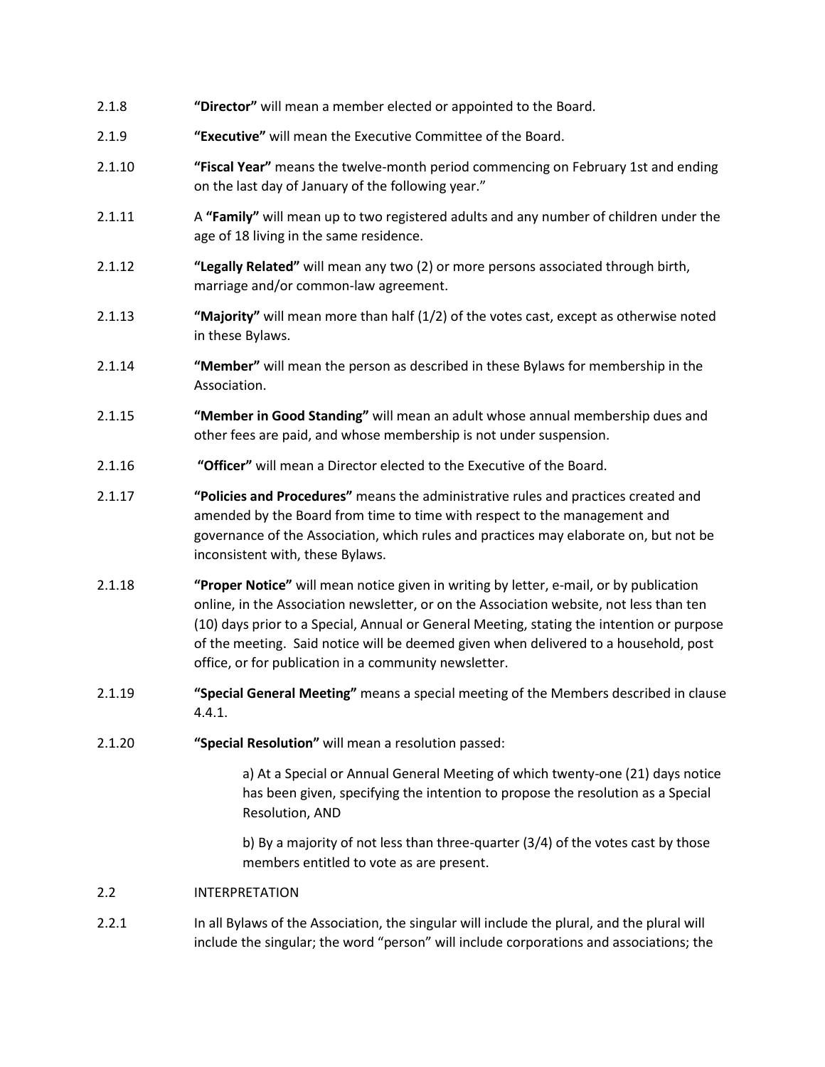2.1.8 **"Director"** will mean a member elected or appointed to the Board.

2.1.9 **"Executive"** will mean the Executive Committee of the Board.

2.1.10 **"Fiscal Year"** means the twelve-month period commencing on February 1st and ending on the last day of January of the following year."

2.1.11 A **"Family"** will mean up to two registered adults and any number of children under the age of 18 living in the same residence.

2.1.12 **"Legally Related"** will mean any two (2) or more persons associated through birth, marriage and/or common-law agreement.

2.1.13 **"Majority"** will mean more than half (1/2) of the votes cast, except as otherwise noted in these Bylaws.

2.1.14 **"Member"** will mean the person as described in these Bylaws for membership in the Association.

2.1.15 **"Member in Good Standing"** will mean an adult whose annual membership dues and other fees are paid, and whose membership is not under suspension.

2.1.16 **"Officer"** will mean a Director elected to the Executive of the Board.

2.1.17 **"Policies and Procedures"** means the administrative rules and practices created and amended by the Board from time to time with respect to the management and governance of the Association, which rules and practices may elaborate on, but not be inconsistent with, these Bylaws.

2.1.18 **"Proper Notice"** will mean notice given in writing by letter, e-mail, or by publication online, in the Association newsletter, or on the Association website, not less than ten (10) days prior to a Special, Annual or General Meeting, stating the intention or purpose of the meeting. Said notice will be deemed given when delivered to a household, post office, or for publication in a community newsletter.

2.1.19 **"Special General Meeting"** means a special meeting of the Members described in clause 4.4.1.

2.1.20 **"Special Resolution"** will mean a resolution passed:

a) At a Special or Annual General Meeting of which twenty-one (21) days notice has been given, specifying the intention to propose the resolution as a Special Resolution, AND

b) By a majority of not less than three-quarter (3/4) of the votes cast by those members entitled to vote as are present.

2.2 INTERPRETATION

2.2.1 In all Bylaws of the Association, the singular will include the plural, and the plural will include the singular; the word "person" will include corporations and associations; the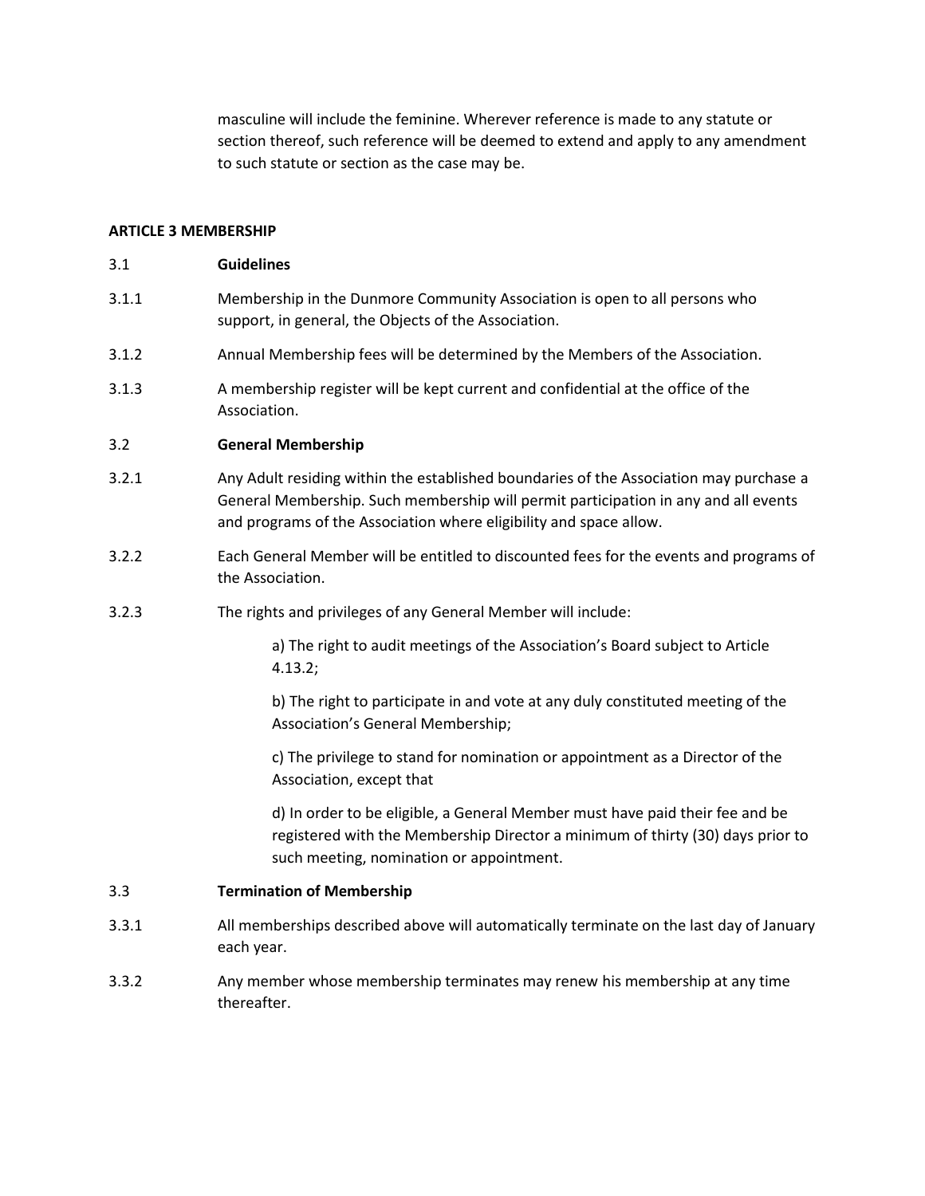masculine will include the feminine. Wherever reference is made to any statute or section thereof, such reference will be deemed to extend and apply to any amendment to such statute or section as the case may be.

## ARTICLE 3 MEMBERSHIP

3.1 **Guidelines**

3.1.1 Membership in the Dunmore Community Association is open to all persons who support, in general, the Objects of the Association.

3.1.2 Annual Membership fees will be determined by the Members of the Association.

3.1.3 A membership register will be kept current and confidential at the office of the Association.

3.2 **General Membership**

3.2.1 Any Adult residing within the established boundaries of the Association may purchase a General Membership. Such membership will permit participation in any and all events and programs of the Association where eligibility and space allow.

3.2.2 Each General Member will be entitled to discounted fees for the events and programs of the Association.

3.2.3 The rights and privileges of any General Member will include:

a) The right to audit meetings of the Association's Board subject to Article 4.13.2;

b) The right to participate in and vote at any duly constituted meeting of the Association's General Membership;

c) The privilege to stand for nomination or appointment as a Director of the Association, except that

d) In order to be eligible, a General Member must have paid their fee and be registered with the Membership Director a minimum of thirty (30) days prior to such meeting, nomination or appointment.

3.3 **Termination of Membership**

3.3.1 All memberships described above will automatically terminate on the last day of January each year.

3.3.2 Any member whose membership terminates may renew his membership at any time thereafter.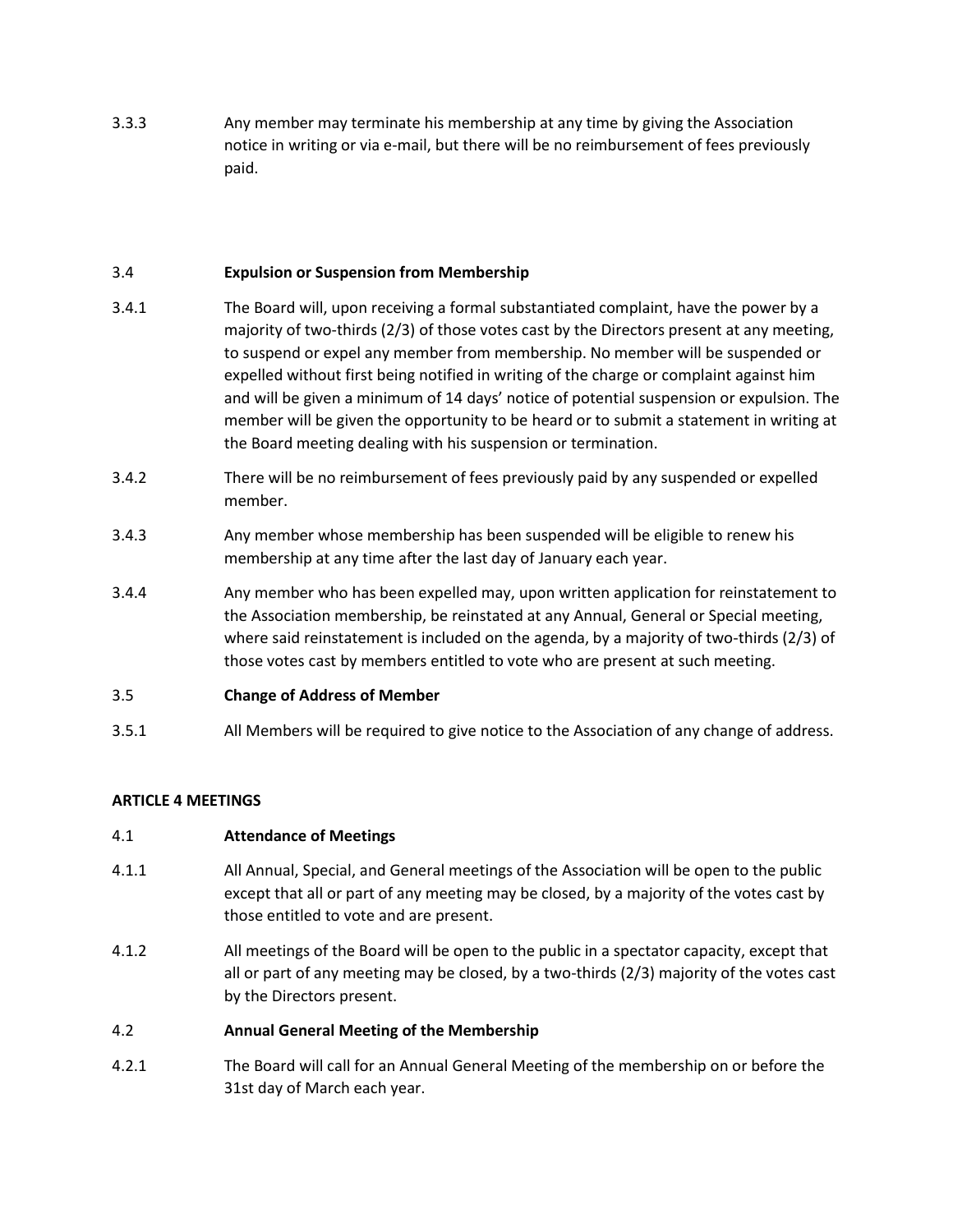3.3.3 Any member may terminate his membership at any time by giving the Association notice in writing or via e-mail, but there will be no reimbursement of fees previously paid.

3.4 **Expulsion or Suspension from Membership**

3.4.1 The Board will, upon receiving a formal substantiated complaint, have the power by a majority of two-thirds (2/3) of those votes cast by the Directors present at any meeting, to suspend or expel any member from membership. No member will be suspended or expelled without first being notified in writing of the charge or complaint against him and will be given a minimum of 14 days' notice of potential suspension or expulsion. The member will be given the opportunity to be heard or to submit a statement in writing at the Board meeting dealing with his suspension or termination.

3.4.2 There will be no reimbursement of fees previously paid by any suspended or expelled member.

3.4.3 Any member whose membership has been suspended will be eligible to renew his membership at any time after the last day of January each year.

3.4.4 Any member who has been expelled may, upon written application for reinstatement to the Association membership, be reinstated at any Annual, General or Special meeting, where said reinstatement is included on the agenda, by a majority of two-thirds (2/3) of those votes cast by members entitled to vote who are present at such meeting.

3.5 **Change of Address of Member**

3.5.1 All Members will be required to give notice to the Association of any change of address.

**ARTICLE 4 MEETINGS**

4.1 **Attendance of Meetings**

4.1.1 All Annual, Special, and General meetings of the Association will be open to the public except that all or part of any meeting may be closed, by a majority of the votes cast by those entitled to vote and are present.

4.1.2 All meetings of the Board will be open to the public in a spectator capacity, except that all or part of any meeting may be closed, by a two-thirds (2/3) majority of the votes cast by the Directors present.

4.2 **Annual General Meeting of the Membership**

4.2.1 The Board will call for an Annual General Meeting of the membership on or before the 31st day of March each year.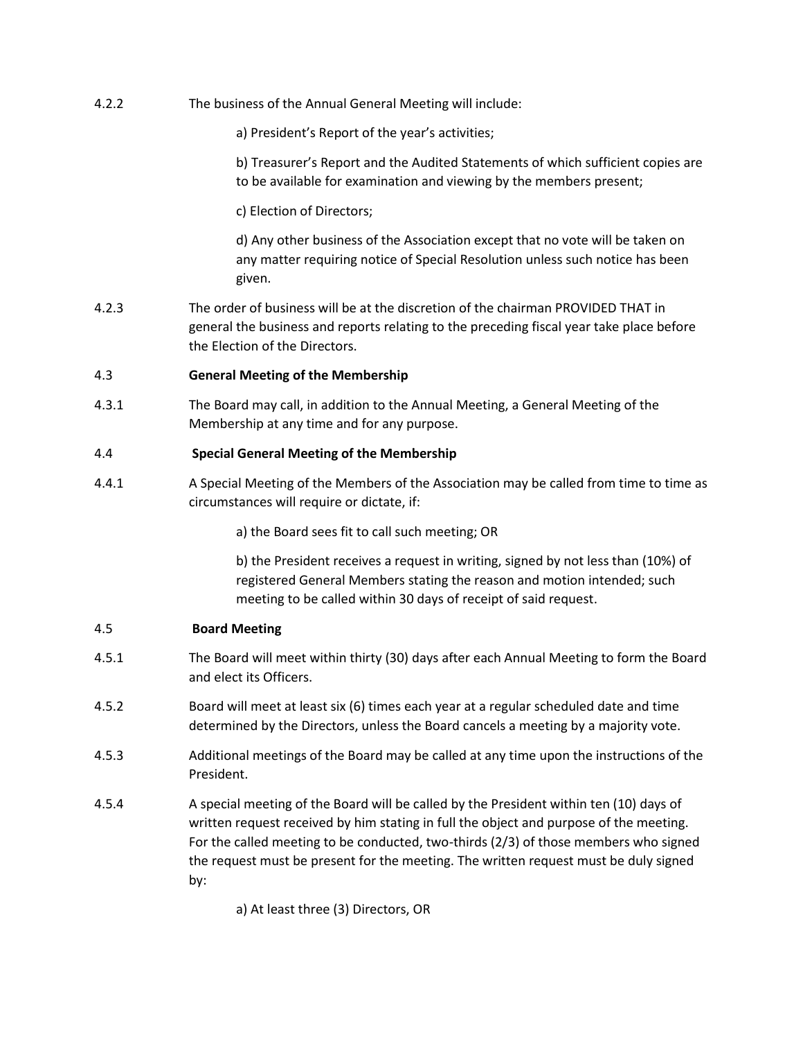4.2.2 The business of the Annual General Meeting will include:

a) President's Report of the year's activities;

b) Treasurer's Report and the Audited Statements of which sufficient copies are to be available for examination and viewing by the members present;

c) Election of Directors;

d) Any other business of the Association except that no vote will be taken on any matter requiring notice of Special Resolution unless such notice has been given.

4.2.3 The order of business will be at the discretion of the chairman PROVIDED THAT in general the business and reports relating to the preceding fiscal year take place before the Election of the Directors.

**4.3 General Meeting of the Membership**

4.3.1 The Board may call, in addition to the Annual Meeting, a General Meeting of the Membership at any time and for any purpose.

**4.4 Special General Meeting of the Membership**

4.4.1 A Special Meeting of the Members of the Association may be called from time to time as circumstances will require or dictate, if:

a) the Board sees fit to call such meeting; OR

b) the President receives a request in writing, signed by not less than (10%) of registered General Members stating the reason and motion intended; such meeting to be called within 30 days of receipt of said request.

**4.5 Board Meeting**

4.5.1 The Board will meet within thirty (30) days after each Annual Meeting to form the Board and elect its Officers.

4.5.2 Board will meet at least six (6) times each year at a regular scheduled date and time determined by the Directors, unless the Board cancels a meeting by a majority vote.

4.5.3 Additional meetings of the Board may be called at any time upon the instructions of the President.

4.5.4 A special meeting of the Board will be called by the President within ten (10) days of written request received by him stating in full the object and purpose of the meeting. For the called meeting to be conducted, two-thirds (2/3) of those members who signed the request must be present for the meeting. The written request must be duly signed by:

a) At least three (3) Directors, OR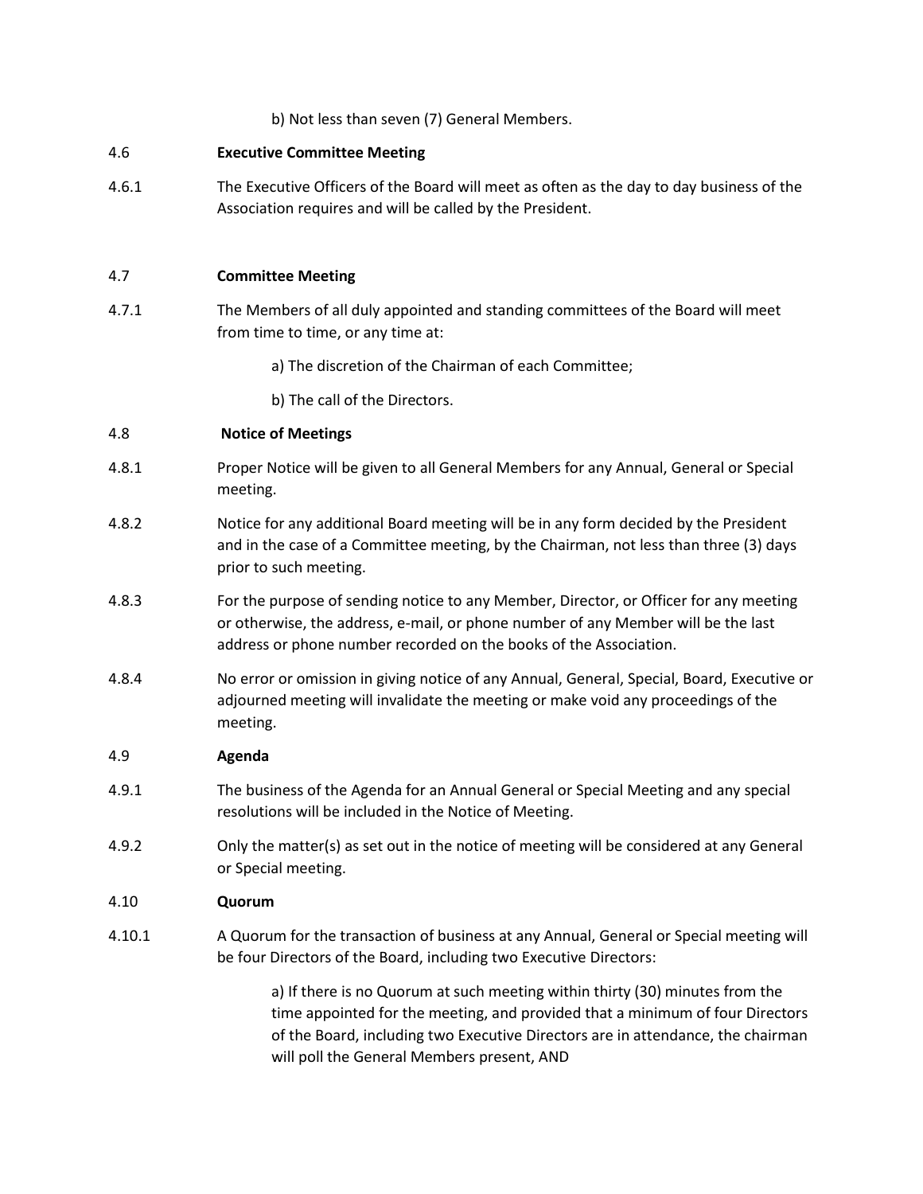b) Not less than seven (7) General Members.

4.6 **Executive Committee Meeting**

4.6.1 The Executive Officers of the Board will meet as often as the day to day business of the Association requires and will be called by the President.

4.7 **Committee Meeting**

4.7.1 The Members of all duly appointed and standing committees of the Board will meet from time to time, or any time at:

a) The discretion of the Chairman of each Committee;

b) The call of the Directors.

4.8 **Notice of Meetings**

4.8.1 Proper Notice will be given to all General Members for any Annual, General or Special meeting.

4.8.2 Notice for any additional Board meeting will be in any form decided by the President and in the case of a Committee meeting, by the Chairman, not less than three (3) days prior to such meeting.

4.8.3 For the purpose of sending notice to any Member, Director, or Officer for any meeting or otherwise, the address, e-mail, or phone number of any Member will be the last address or phone number recorded on the books of the Association.

4.8.4 No error or omission in giving notice of any Annual, General, Special, Board, Executive or adjourned meeting will invalidate the meeting or make void any proceedings of the meeting.

4.9 **Agenda**

4.9.1 The business of the Agenda for an Annual General or Special Meeting and any special resolutions will be included in the Notice of Meeting.

4.9.2 Only the matter(s) as set out in the notice of meeting will be considered at any General or Special meeting.

4.10 **Quorum**

4.10.1 A Quorum for the transaction of business at any Annual, General or Special meeting will be four Directors of the Board, including two Executive Directors:

a) If there is no Quorum at such meeting within thirty (30) minutes from the time appointed for the meeting, and provided that a minimum of four Directors of the Board, including two Executive Directors are in attendance, the chairman will poll the General Members present, AND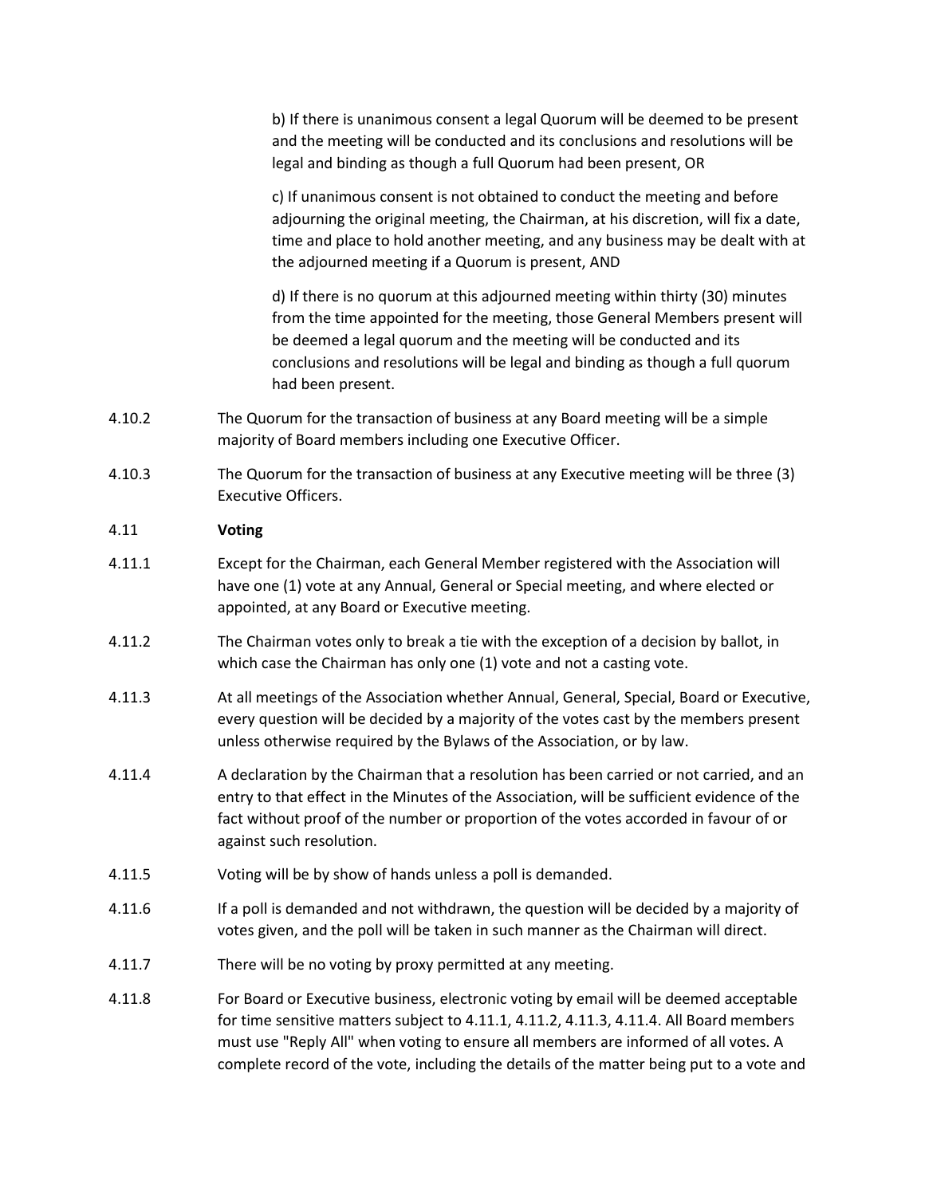b) If there is unanimous consent a legal Quorum will be deemed to be present and the meeting will be conducted and its conclusions and resolutions will be legal and binding as though a full Quorum had been present, OR

c) If unanimous consent is not obtained to conduct the meeting and before adjourning the original meeting, the Chairman, at his discretion, will fix a date, time and place to hold another meeting, and any business may be dealt with at the adjourned meeting if a Quorum is present, AND

d) If there is no quorum at this adjourned meeting within thirty (30) minutes from the time appointed for the meeting, those General Members present will be deemed a legal quorum and the meeting will be conducted and its conclusions and resolutions will be legal and binding as though a full quorum had been present.

4.10.2 The Quorum for the transaction of business at any Board meeting will be a simple majority of Board members including one Executive Officer.

4.10.3 The Quorum for the transaction of business at any Executive meeting will be three (3) Executive Officers.

4.11 **Voting**

4.11.1 Except for the Chairman, each General Member registered with the Association will have one (1) vote at any Annual, General or Special meeting, and where elected or appointed, at any Board or Executive meeting.

4.11.2 The Chairman votes only to break a tie with the exception of a decision by ballot, in which case the Chairman has only one (1) vote and not a casting vote.

4.11.3 At all meetings of the Association whether Annual, General, Special, Board or Executive, every question will be decided by a majority of the votes cast by the members present unless otherwise required by the Bylaws of the Association, or by law.

4.11.4 A declaration by the Chairman that a resolution has been carried or not carried, and an entry to that effect in the Minutes of the Association, will be sufficient evidence of the fact without proof of the number or proportion of the votes accorded in favour of or against such resolution.

4.11.5 Voting will be by show of hands unless a poll is demanded.

4.11.6 If a poll is demanded and not withdrawn, the question will be decided by a majority of votes given, and the poll will be taken in such manner as the Chairman will direct.

4.11.7 There will be no voting by proxy permitted at any meeting.

4.11.8 For Board or Executive business, electronic voting by email will be deemed acceptable for time sensitive matters subject to 4.11.1, 4.11.2, 4.11.3, 4.11.4. All Board members must use "Reply All" when voting to ensure all members are informed of all votes. A complete record of the vote, including the details of the matter being put to a vote and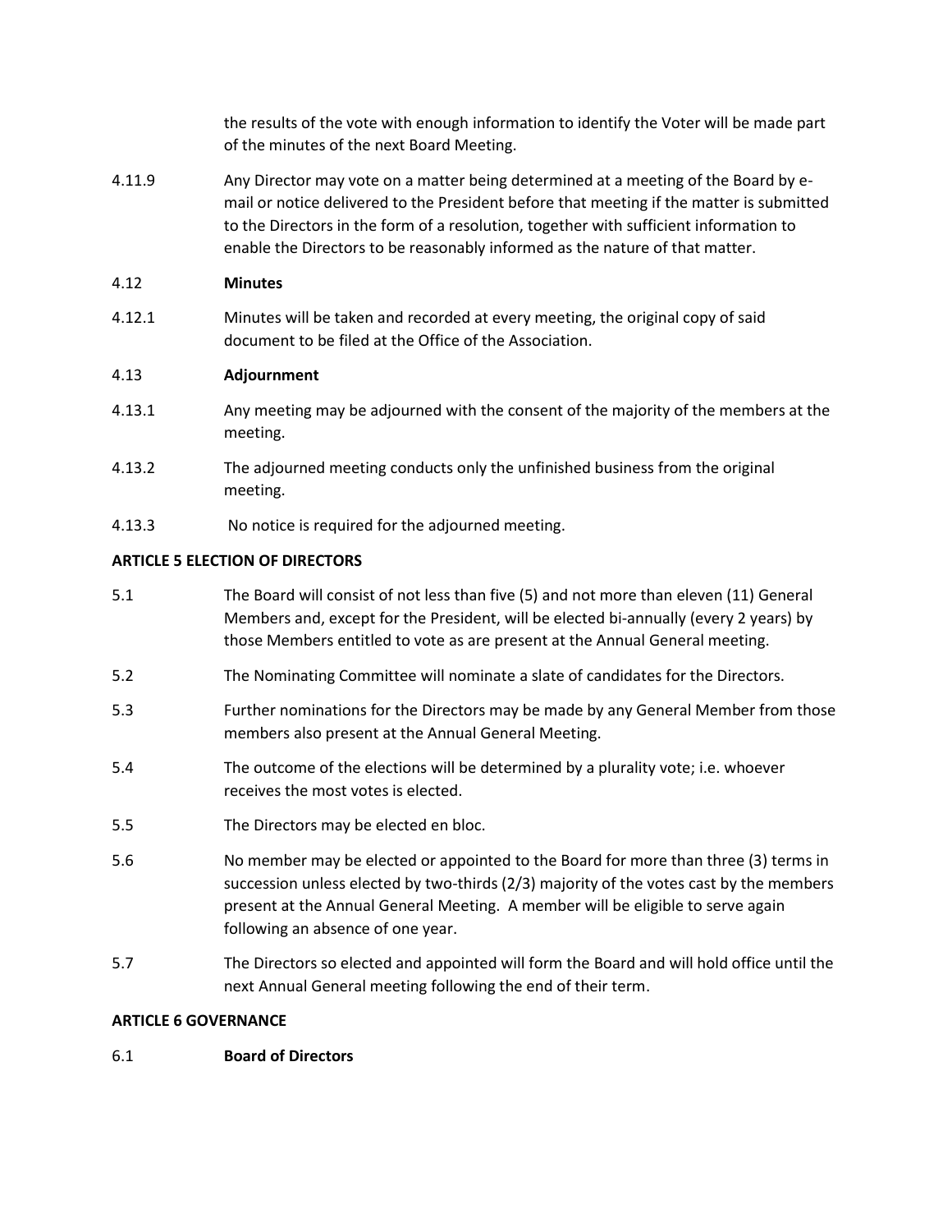the results of the vote with enough information to identify the Voter will be made part of the minutes of the next Board Meeting.

4.11.9 Any Director may vote on a matter being determined at a meeting of the Board by e-mail or notice delivered to the President before that meeting if the matter is submitted to the Directors in the form of a resolution, together with sufficient information to enable the Directors to be reasonably informed as the nature of that matter.

4.12 **Minutes**

4.12.1 Minutes will be taken and recorded at every meeting, the original copy of said document to be filed at the Office of the Association.

4.13 **Adjournment**

4.13.1 Any meeting may be adjourned with the consent of the majority of the members at the meeting.

4.13.2 The adjourned meeting conducts only the unfinished business from the original meeting.

4.13.3 No notice is required for the adjourned meeting.

**ARTICLE 5 ELECTION OF DIRECTORS**

5.1 The Board will consist of not less than five (5) and not more than eleven (11) General Members and, except for the President, will be elected bi-annually (every 2 years) by those Members entitled to vote as are present at the Annual General meeting.

5.2 The Nominating Committee will nominate a slate of candidates for the Directors.

5.3 Further nominations for the Directors may be made by any General Member from those members also present at the Annual General Meeting.

5.4 The outcome of the elections will be determined by a plurality vote; i.e. whoever receives the most votes is elected.

5.5 The Directors may be elected en bloc.

5.6 No member may be elected or appointed to the Board for more than three (3) terms in succession unless elected by two-thirds (2/3) majority of the votes cast by the members present at the Annual General Meeting. A member will be eligible to serve again following an absence of one year.

5.7 The Directors so elected and appointed will form the Board and will hold office until the next Annual General meeting following the end of their term.

**ARTICLE 6 GOVERNANCE**

6.1 **Board of Directors**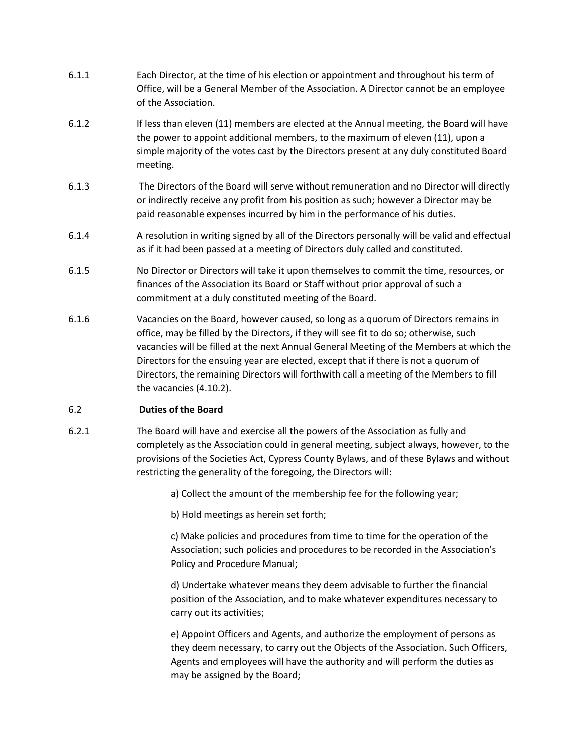6.1.1 Each Director, at the time of his election or appointment and throughout his term of Office, will be a General Member of the Association. A Director cannot be an employee of the Association.

6.1.2 If less than eleven (11) members are elected at the Annual meeting, the Board will have the power to appoint additional members, to the maximum of eleven (11), upon a simple majority of the votes cast by the Directors present at any duly constituted Board meeting.

6.1.3 The Directors of the Board will serve without remuneration and no Director will directly or indirectly receive any profit from his position as such; however a Director may be paid reasonable expenses incurred by him in the performance of his duties.

6.1.4 A resolution in writing signed by all of the Directors personally will be valid and effectual as if it had been passed at a meeting of Directors duly called and constituted.

6.1.5 No Director or Directors will take it upon themselves to commit the time, resources, or finances of the Association its Board or Staff without prior approval of such a commitment at a duly constituted meeting of the Board.

6.1.6 Vacancies on the Board, however caused, so long as a quorum of Directors remains in office, may be filled by the Directors, if they will see fit to do so; otherwise, such vacancies will be filled at the next Annual General Meeting of the Members at which the Directors for the ensuing year are elected, except that if there is not a quorum of Directors, the remaining Directors will forthwith call a meeting of the Members to fill the vacancies (4.10.2).

## 6.2 Duties of the Board

6.2.1 The Board will have and exercise all the powers of the Association as fully and completely as the Association could in general meeting, subject always, however, to the provisions of the Societies Act, Cypress County Bylaws, and of these Bylaws and without restricting the generality of the foregoing, the Directors will:

a) Collect the amount of the membership fee for the following year;

b) Hold meetings as herein set forth;

c) Make policies and procedures from time to time for the operation of the Association; such policies and procedures to be recorded in the Association's Policy and Procedure Manual;

d) Undertake whatever means they deem advisable to further the financial position of the Association, and to make whatever expenditures necessary to carry out its activities;

e) Appoint Officers and Agents, and authorize the employment of persons as they deem necessary, to carry out the Objects of the Association. Such Officers, Agents and employees will have the authority and will perform the duties as may be assigned by the Board;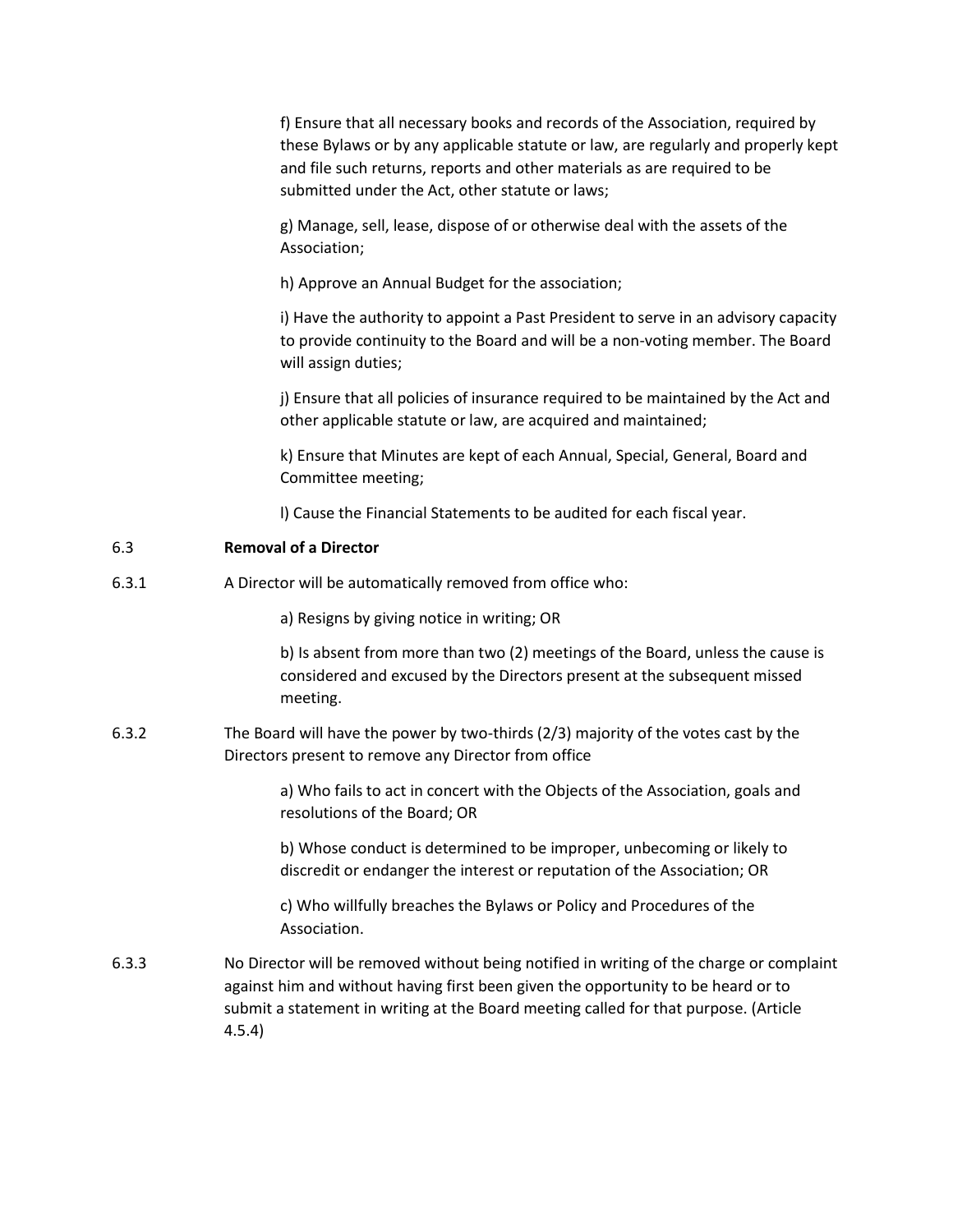f) Ensure that all necessary books and records of the Association, required by these Bylaws or by any applicable statute or law, are regularly and properly kept and file such returns, reports and other materials as are required to be submitted under the Act, other statute or laws;

g) Manage, sell, lease, dispose of or otherwise deal with the assets of the Association;

h) Approve an Annual Budget for the association;

i) Have the authority to appoint a Past President to serve in an advisory capacity to provide continuity to the Board and will be a non-voting member. The Board will assign duties;

j) Ensure that all policies of insurance required to be maintained by the Act and other applicable statute or law, are acquired and maintained;

k) Ensure that Minutes are kept of each Annual, Special, General, Board and Committee meeting;

l) Cause the Financial Statements to be audited for each fiscal year.

6.3 **Removal of a Director**

6.3.1 A Director will be automatically removed from office who:

a) Resigns by giving notice in writing; OR

b) Is absent from more than two (2) meetings of the Board, unless the cause is considered and excused by the Directors present at the subsequent missed meeting.

6.3.2 The Board will have the power by two-thirds (2/3) majority of the votes cast by the Directors present to remove any Director from office

a) Who fails to act in concert with the Objects of the Association, goals and resolutions of the Board; OR

b) Whose conduct is determined to be improper, unbecoming or likely to discredit or endanger the interest or reputation of the Association; OR

c) Who willfully breaches the Bylaws or Policy and Procedures of the Association.

6.3.3 No Director will be removed without being notified in writing of the charge or complaint against him and without having first been given the opportunity to be heard or to submit a statement in writing at the Board meeting called for that purpose. (Article 4.5.4)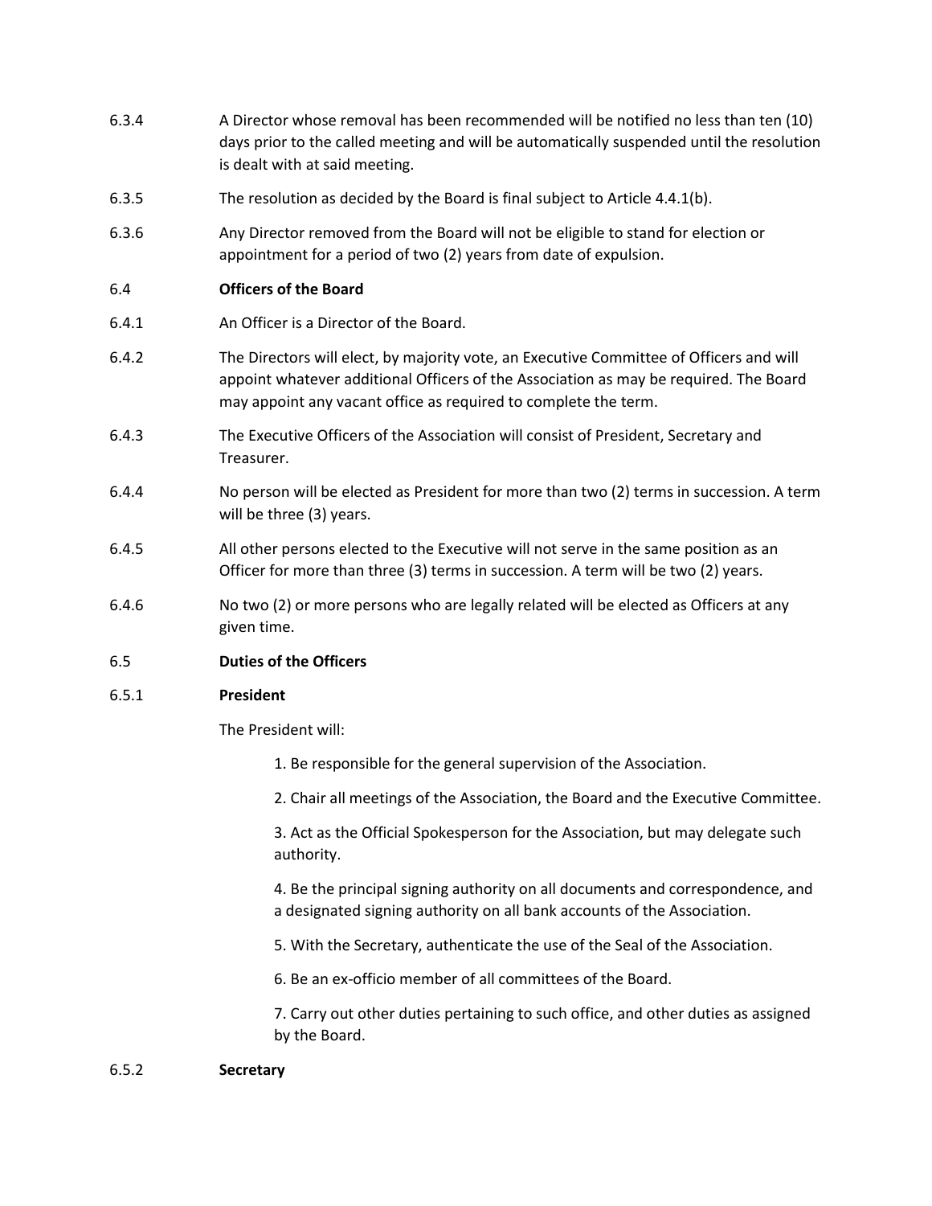6.3.4 A Director whose removal has been recommended will be notified no less than ten (10) days prior to the called meeting and will be automatically suspended until the resolution is dealt with at said meeting.

6.3.5 The resolution as decided by the Board is final subject to Article 4.4.1(b).

6.3.6 Any Director removed from the Board will not be eligible to stand for election or appointment for a period of two (2) years from date of expulsion.

6.4 **Officers of the Board**

6.4.1 An Officer is a Director of the Board.

6.4.2 The Directors will elect, by majority vote, an Executive Committee of Officers and will appoint whatever additional Officers of the Association as may be required. The Board may appoint any vacant office as required to complete the term.

6.4.3 The Executive Officers of the Association will consist of President, Secretary and Treasurer.

6.4.4 No person will be elected as President for more than two (2) terms in succession. A term will be three (3) years.

6.4.5 All other persons elected to the Executive will not serve in the same position as an Officer for more than three (3) terms in succession. A term will be two (2) years.

6.4.6 No two (2) or more persons who are legally related will be elected as Officers at any given time.

6.5 **Duties of the Officers**

6.5.1 **President**

The President will:

1. Be responsible for the general supervision of the Association.
2. Chair all meetings of the Association, the Board and the Executive Committee.
3. Act as the Official Spokesperson for the Association, but may delegate such authority.
4. Be the principal signing authority on all documents and correspondence, and a designated signing authority on all bank accounts of the Association.
5. With the Secretary, authenticate the use of the Seal of the Association.
6. Be an ex-officio member of all committees of the Board.
7. Carry out other duties pertaining to such office, and other duties as assigned by the Board.

6.5.2 **Secretary**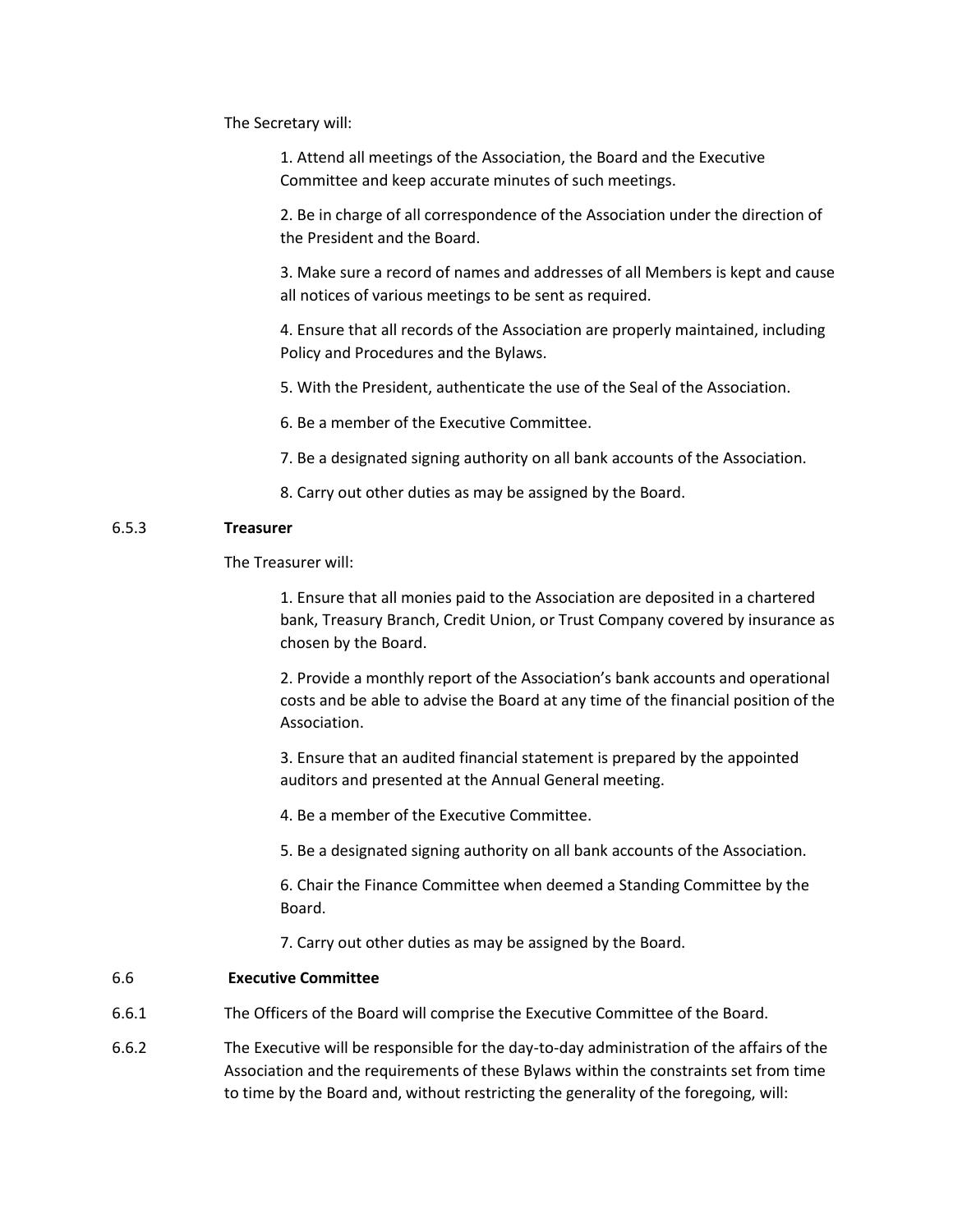The Secretary will:

1. Attend all meetings of the Association, the Board and the Executive Committee and keep accurate minutes of such meetings.

2. Be in charge of all correspondence of the Association under the direction of the President and the Board.

3. Make sure a record of names and addresses of all Members is kept and cause all notices of various meetings to be sent as required.

4. Ensure that all records of the Association are properly maintained, including Policy and Procedures and the Bylaws.

5. With the President, authenticate the use of the Seal of the Association.

6. Be a member of the Executive Committee.

7. Be a designated signing authority on all bank accounts of the Association.

8. Carry out other duties as may be assigned by the Board.

6.5.3 **Treasurer**

The Treasurer will:

1. Ensure that all monies paid to the Association are deposited in a chartered bank, Treasury Branch, Credit Union, or Trust Company covered by insurance as chosen by the Board.

2. Provide a monthly report of the Association's bank accounts and operational costs and be able to advise the Board at any time of the financial position of the Association.

3. Ensure that an audited financial statement is prepared by the appointed auditors and presented at the Annual General meeting.

4. Be a member of the Executive Committee.

5. Be a designated signing authority on all bank accounts of the Association.

6. Chair the Finance Committee when deemed a Standing Committee by the Board.

7. Carry out other duties as may be assigned by the Board.

6.6 **Executive Committee**

6.6.1 The Officers of the Board will comprise the Executive Committee of the Board.

6.6.2 The Executive will be responsible for the day-to-day administration of the affairs of the Association and the requirements of these Bylaws within the constraints set from time to time by the Board and, without restricting the generality of the foregoing, will: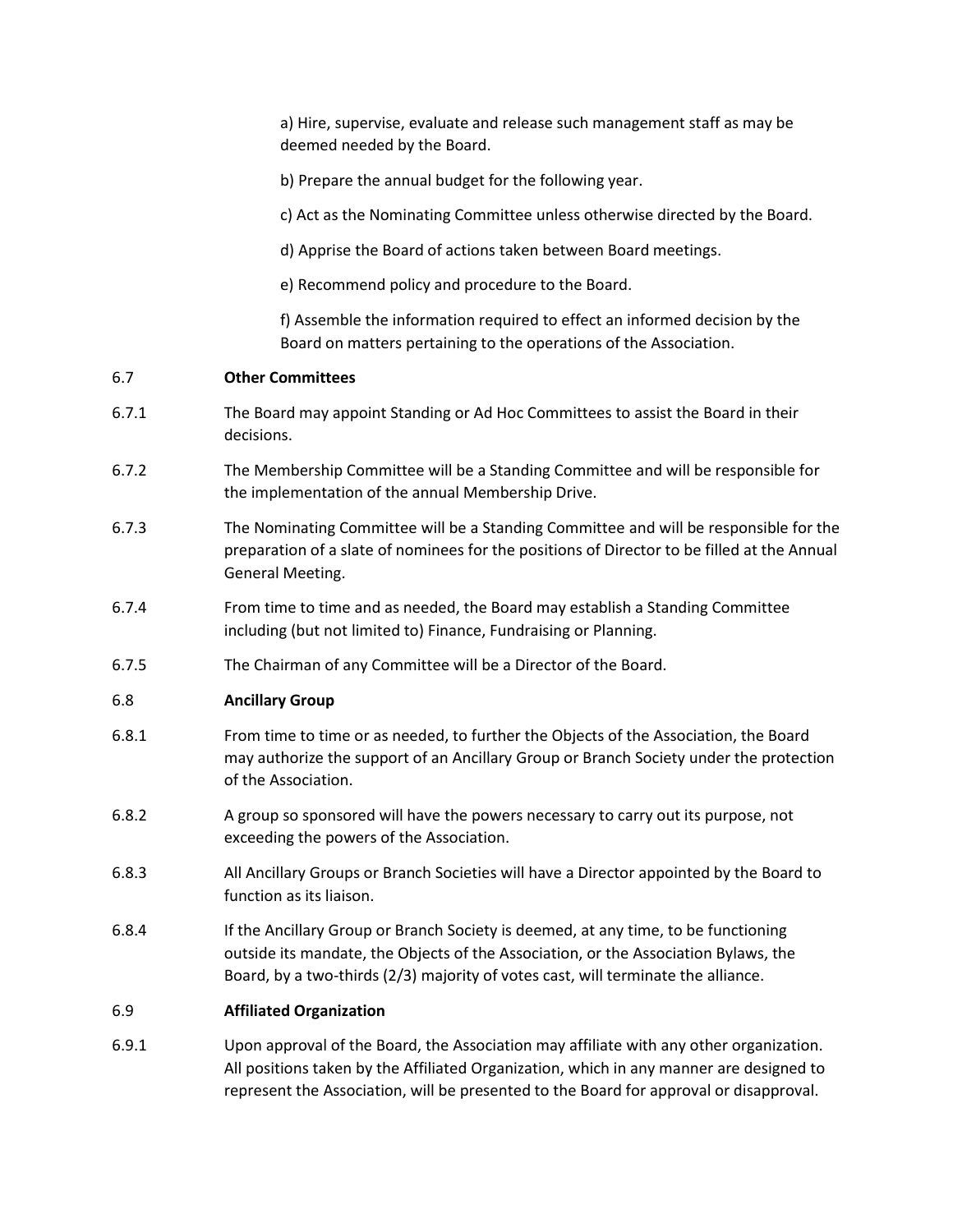a) Hire, supervise, evaluate and release such management staff as may be deemed needed by the Board.

b) Prepare the annual budget for the following year.

c) Act as the Nominating Committee unless otherwise directed by the Board.

d) Apprise the Board of actions taken between Board meetings.

e) Recommend policy and procedure to the Board.

f) Assemble the information required to effect an informed decision by the Board on matters pertaining to the operations of the Association.

6.7 **Other Committees**

6.7.1 The Board may appoint Standing or Ad Hoc Committees to assist the Board in their decisions.

6.7.2 The Membership Committee will be a Standing Committee and will be responsible for the implementation of the annual Membership Drive.

6.7.3 The Nominating Committee will be a Standing Committee and will be responsible for the preparation of a slate of nominees for the positions of Director to be filled at the Annual General Meeting.

6.7.4 From time to time and as needed, the Board may establish a Standing Committee including (but not limited to) Finance, Fundraising or Planning.

6.7.5 The Chairman of any Committee will be a Director of the Board.

6.8 **Ancillary Group**

6.8.1 From time to time or as needed, to further the Objects of the Association, the Board may authorize the support of an Ancillary Group or Branch Society under the protection of the Association.

6.8.2 A group so sponsored will have the powers necessary to carry out its purpose, not exceeding the powers of the Association.

6.8.3 All Ancillary Groups or Branch Societies will have a Director appointed by the Board to function as its liaison.

6.8.4 If the Ancillary Group or Branch Society is deemed, at any time, to be functioning outside its mandate, the Objects of the Association, or the Association Bylaws, the Board, by a two-thirds (2/3) majority of votes cast, will terminate the alliance.

6.9 **Affiliated Organization**

6.9.1 Upon approval of the Board, the Association may affiliate with any other organization. All positions taken by the Affiliated Organization, which in any manner are designed to represent the Association, will be presented to the Board for approval or disapproval.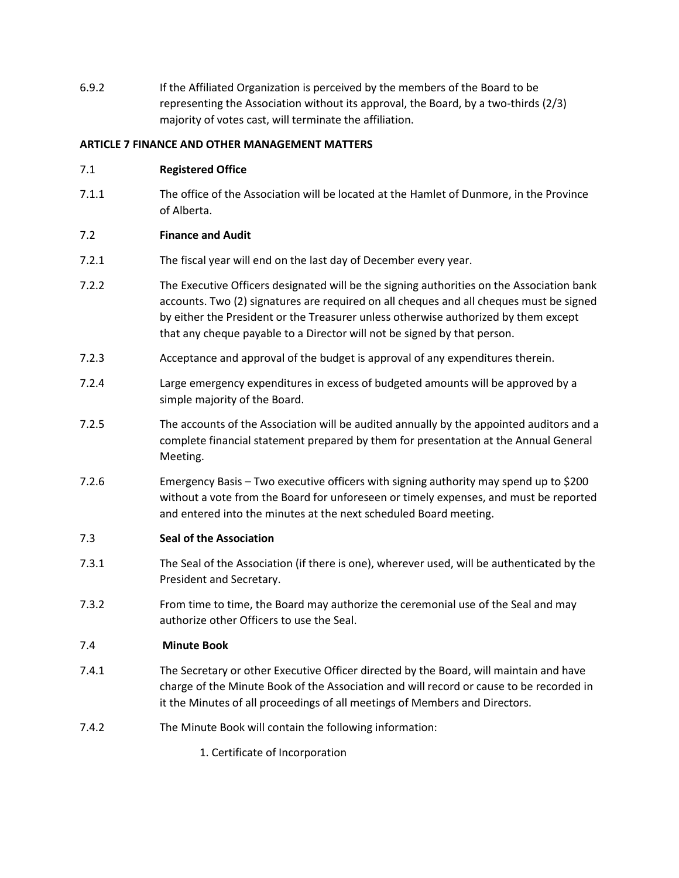6.9.2 If the Affiliated Organization is perceived by the members of the Board to be representing the Association without its approval, the Board, by a two-thirds (2/3) majority of votes cast, will terminate the affiliation.

**ARTICLE 7 FINANCE AND OTHER MANAGEMENT MATTERS**

7.1 **Registered Office**

7.1.1 The office of the Association will be located at the Hamlet of Dunmore, in the Province of Alberta.

7.2 **Finance and Audit**

7.2.1 The fiscal year will end on the last day of December every year.

7.2.2 The Executive Officers designated will be the signing authorities on the Association bank accounts. Two (2) signatures are required on all cheques and all cheques must be signed by either the President or the Treasurer unless otherwise authorized by them except that any cheque payable to a Director will not be signed by that person.

7.2.3 Acceptance and approval of the budget is approval of any expenditures therein.

7.2.4 Large emergency expenditures in excess of budgeted amounts will be approved by a simple majority of the Board.

7.2.5 The accounts of the Association will be audited annually by the appointed auditors and a complete financial statement prepared by them for presentation at the Annual General Meeting.

7.2.6 Emergency Basis – Two executive officers with signing authority may spend up to $200 without a vote from the Board for unforeseen or timely expenses, and must be reported and entered into the minutes at the next scheduled Board meeting.

7.3 **Seal of the Association**

7.3.1 The Seal of the Association (if there is one), wherever used, will be authenticated by the President and Secretary.

7.3.2 From time to time, the Board may authorize the ceremonial use of the Seal and may authorize other Officers to use the Seal.

7.4 **Minute Book**

7.4.1 The Secretary or other Executive Officer directed by the Board, will maintain and have charge of the Minute Book of the Association and will record or cause to be recorded in it the Minutes of all proceedings of all meetings of Members and Directors.

7.4.2 The Minute Book will contain the following information:

1. Certificate of Incorporation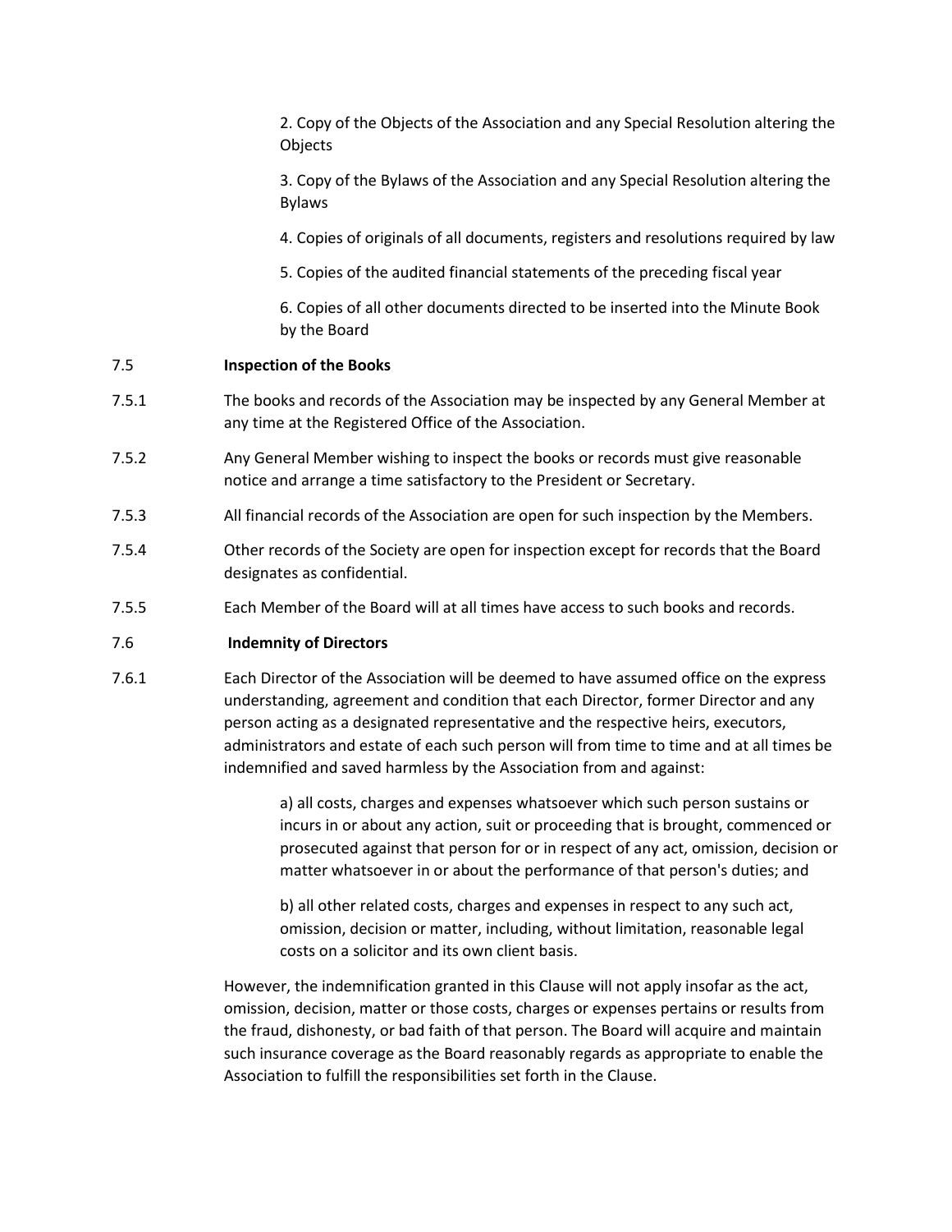2. Copy of the Objects of the Association and any Special Resolution altering the Objects

3. Copy of the Bylaws of the Association and any Special Resolution altering the Bylaws

4. Copies of originals of all documents, registers and resolutions required by law

5. Copies of the audited financial statements of the preceding fiscal year

6. Copies of all other documents directed to be inserted into the Minute Book by the Board

### 7.5 Inspection of the Books

7.5.1 The books and records of the Association may be inspected by any General Member at any time at the Registered Office of the Association.

7.5.2 Any General Member wishing to inspect the books or records must give reasonable notice and arrange a time satisfactory to the President or Secretary.

7.5.3 All financial records of the Association are open for such inspection by the Members.

7.5.4 Other records of the Society are open for inspection except for records that the Board designates as confidential.

7.5.5 Each Member of the Board will at all times have access to such books and records.

### 7.6 Indemnity of Directors

7.6.1 Each Director of the Association will be deemed to have assumed office on the express understanding, agreement and condition that each Director, former Director and any person acting as a designated representative and the respective heirs, executors, administrators and estate of each such person will from time to time and at all times be indemnified and saved harmless by the Association from and against:

a) all costs, charges and expenses whatsoever which such person sustains or incurs in or about any action, suit or proceeding that is brought, commenced or prosecuted against that person for or in respect of any act, omission, decision or matter whatsoever in or about the performance of that person's duties; and

b) all other related costs, charges and expenses in respect to any such act, omission, decision or matter, including, without limitation, reasonable legal costs on a solicitor and its own client basis.

However, the indemnification granted in this Clause will not apply insofar as the act, omission, decision, matter or those costs, charges or expenses pertains or results from the fraud, dishonesty, or bad faith of that person. The Board will acquire and maintain such insurance coverage as the Board reasonably regards as appropriate to enable the Association to fulfill the responsibilities set forth in the Clause.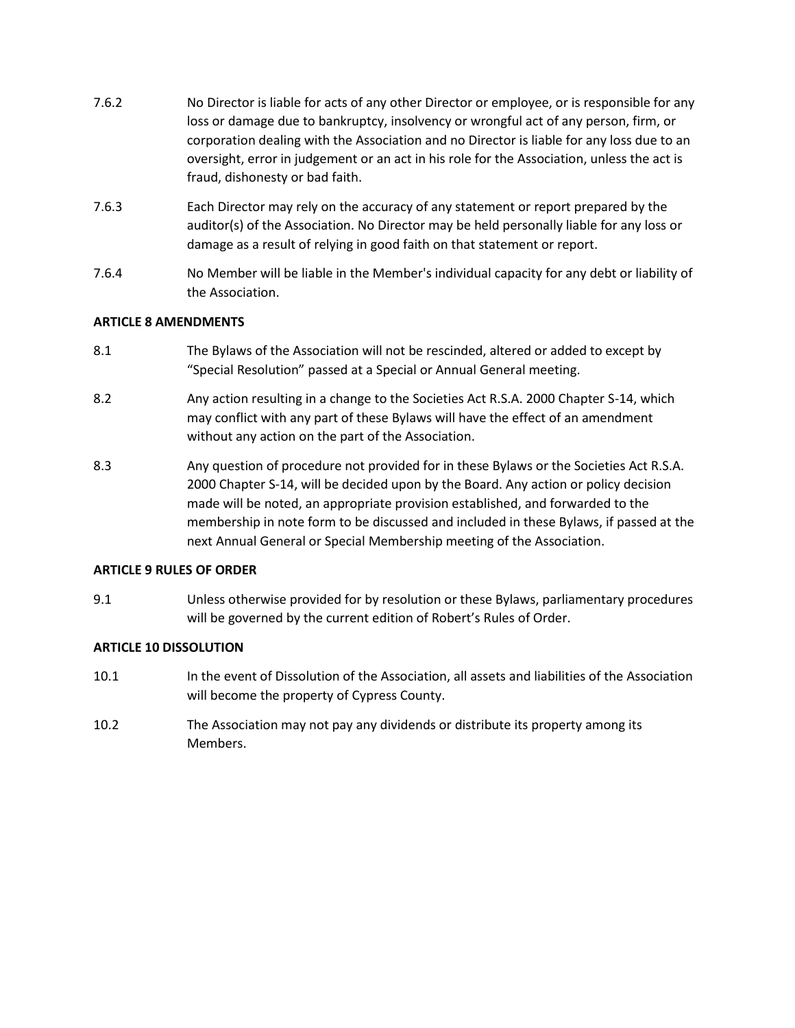7.6.2 No Director is liable for acts of any other Director or employee, or is responsible for any loss or damage due to bankruptcy, insolvency or wrongful act of any person, firm, or corporation dealing with the Association and no Director is liable for any loss due to an oversight, error in judgement or an act in his role for the Association, unless the act is fraud, dishonesty or bad faith.

7.6.3 Each Director may rely on the accuracy of any statement or report prepared by the auditor(s) of the Association. No Director may be held personally liable for any loss or damage as a result of relying in good faith on that statement or report.

7.6.4 No Member will be liable in the Member's individual capacity for any debt or liability of the Association.

**ARTICLE 8 AMENDMENTS**

8.1 The Bylaws of the Association will not be rescinded, altered or added to except by "Special Resolution" passed at a Special or Annual General meeting.

8.2 Any action resulting in a change to the Societies Act R.S.A. 2000 Chapter S-14, which may conflict with any part of these Bylaws will have the effect of an amendment without any action on the part of the Association.

8.3 Any question of procedure not provided for in these Bylaws or the Societies Act R.S.A. 2000 Chapter S-14, will be decided upon by the Board. Any action or policy decision made will be noted, an appropriate provision established, and forwarded to the membership in note form to be discussed and included in these Bylaws, if passed at the next Annual General or Special Membership meeting of the Association.

**ARTICLE 9 RULES OF ORDER**

9.1 Unless otherwise provided for by resolution or these Bylaws, parliamentary procedures will be governed by the current edition of Robert's Rules of Order.

**ARTICLE 10 DISSOLUTION**

10.1 In the event of Dissolution of the Association, all assets and liabilities of the Association will become the property of Cypress County.

10.2 The Association may not pay any dividends or distribute its property among its Members.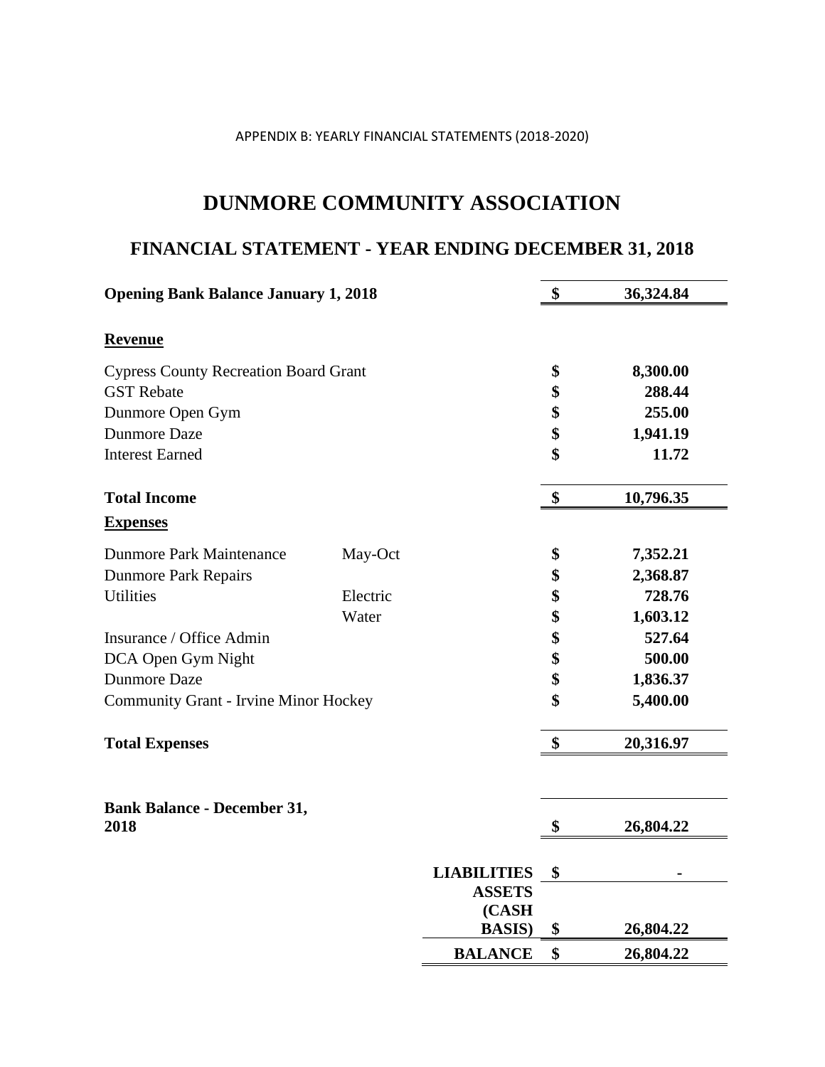APPENDIX B: YEARLY FINANCIAL STATEMENTS (2018-2020)

# DUNMORE COMMUNITY ASSOCIATION

## FINANCIAL STATEMENT - YEAR ENDING DECEMBER 31, 2018

| | | | | |
|---|---|---|---|---|
| **Opening Bank Balance January 1, 2018** | | | **$** | **36,324.84** |
| **Revenue** | | | | |
| Cypress County Recreation Board Grant | | | **$** | **8,300.00** |
| GST Rebate | | | **$** | **288.44** |
| Dunmore Open Gym | | | **$** | **255.00** |
| Dunmore Daze | | | **$** | **1,941.19** |
| Interest Earned | | | **$** | **11.72** |
| **Total Income** | | | **$** | **10,796.35** |
| **Expenses** | | | | |
| Dunmore Park Maintenance | May-Oct | | **$** | **7,352.21** |
| Dunmore Park Repairs | | | **$** | **2,368.87** |
| Utilities | Electric | | **$** | **728.76** |
| | Water | | **$** | **1,603.12** |
| Insurance / Office Admin | | | **$** | **527.64** |
| DCA Open Gym Night | | | **$** | **500.00** |
| Dunmore Daze | | | **$** | **1,836.37** |
| Community Grant - Irvine Minor Hockey | | | **$** | **5,400.00** |
| **Total Expenses** | | | **$** | **20,316.97** |
| **Bank Balance - December 31, 2018** | | | **$** | **26,804.22** |
| | | **LIABILITIES** | **$** | **-** |
| | | **ASSETS (CASH BASIS)** | **$** | **26,804.22** |
| | | **BALANCE** | **$** | **26,804.22** |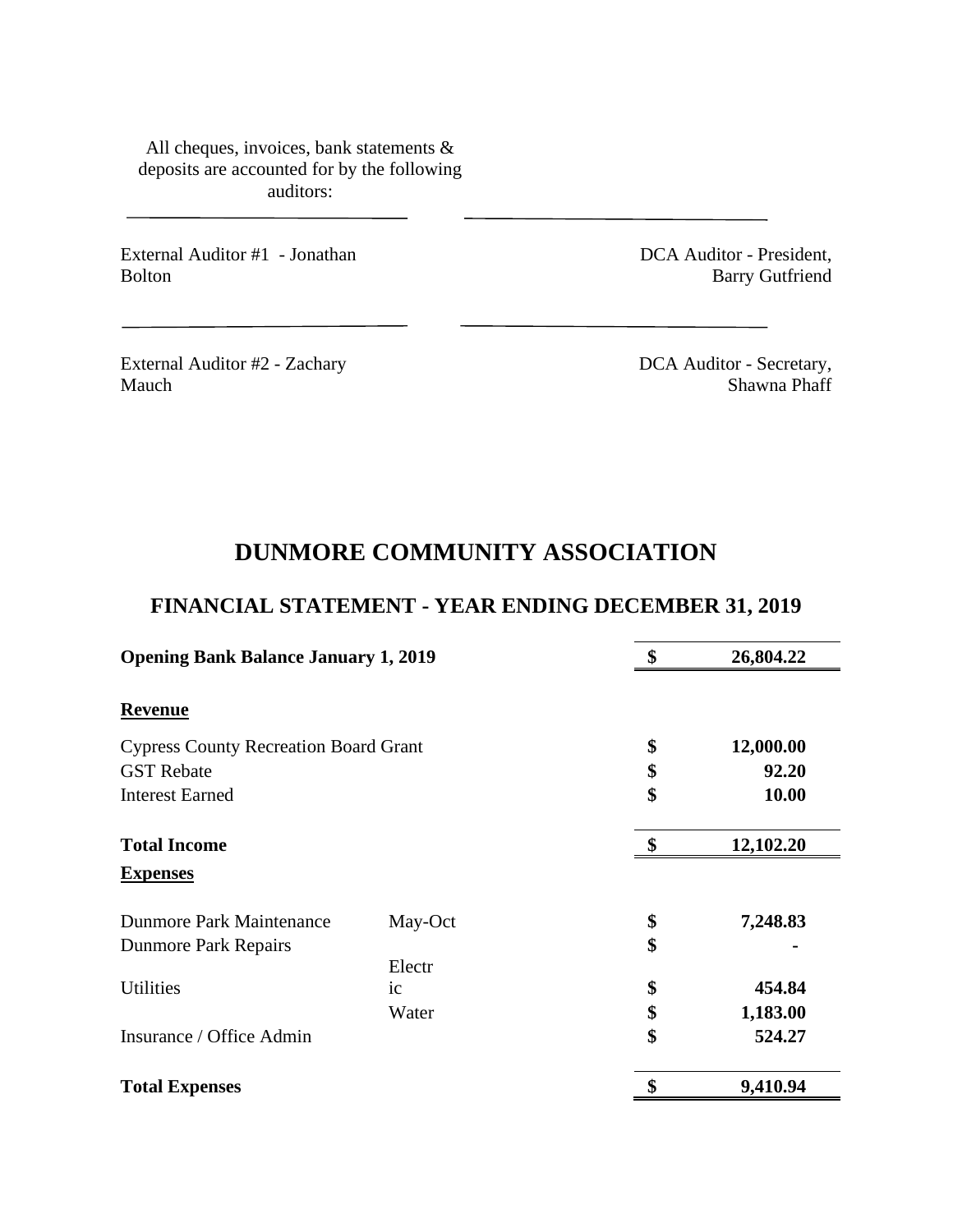All cheques, invoices, bank statements & deposits are accounted for by the following auditors:

| | |
|---|---|
| External Auditor #1 - Jonathan Bolton | DCA Auditor - President, Barry Gutfriend |
| External Auditor #2 - Zachary Mauch | DCA Auditor - Secretary, Shawna Phaff |

# DUNMORE COMMUNITY ASSOCIATION

## FINANCIAL STATEMENT - YEAR ENDING DECEMBER 31, 2019

| | | | |
|---|---|---|---|
| **Opening Bank Balance January 1, 2019** | | **$** | **26,804.22** |
| **Revenue** | | | |
| Cypress County Recreation Board Grant | | **$** | **12,000.00** |
| GST Rebate | | **$** | **92.20** |
| Interest Earned | | **$** | **10.00** |
| **Total Income** | | **$** | **12,102.20** |
| **Expenses** | | | |
| Dunmore Park Maintenance | May-Oct | **$** | **7,248.83** |
| Dunmore Park Repairs | | **$** | **-** |
| Utilities | Electric | **$** | **454.84** |
| | Water | **$** | **1,183.00** |
| Insurance / Office Admin | | **$** | **524.27** |
| **Total Expenses** | | **$** | **9,410.94** |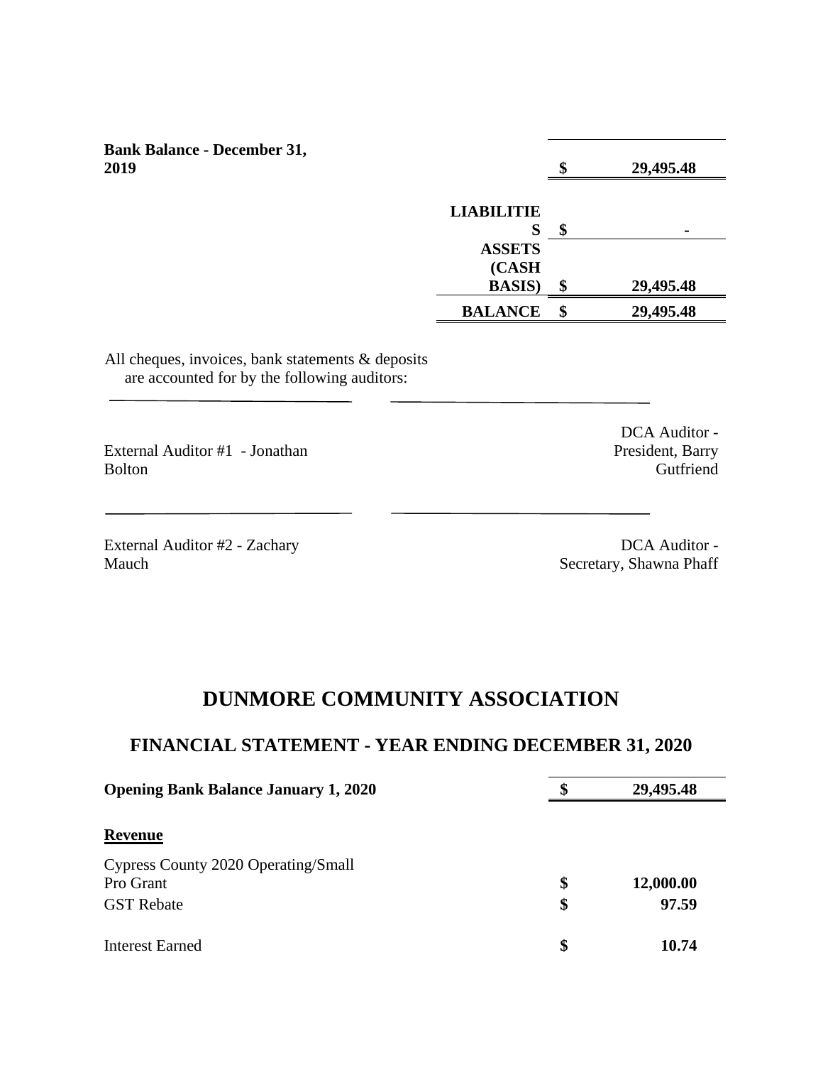| | | | |
|---|---|---|---|
| **Bank Balance - December 31, 2019** | | **$** | **29,495.48** |
| | **LIABILITIES** | **$** | **-** |
| | **ASSETS (CASH BASIS)** | **$** | **29,495.48** |
| | **BALANCE** | **$** | **29,495.48** |

All cheques, invoices, bank statements & deposits are accounted for by the following auditors:

| | |
|---|---|
| External Auditor #1 - Jonathan Bolton | DCA Auditor - President, Barry Gutfriend |
| External Auditor #2 - Zachary Mauch | DCA Auditor - Secretary, Shawna Phaff |

# DUNMORE COMMUNITY ASSOCIATION

## FINANCIAL STATEMENT - YEAR ENDING DECEMBER 31, 2020

| | | |
|---|---|---|
| **Opening Bank Balance January 1, 2020** | **$** | **29,495.48** |
| **Revenue** | | |
| Cypress County 2020 Operating/Small Pro Grant | **$** | **12,000.00** |
| GST Rebate | **$** | **97.59** |
| Interest Earned | **$** | **10.74** |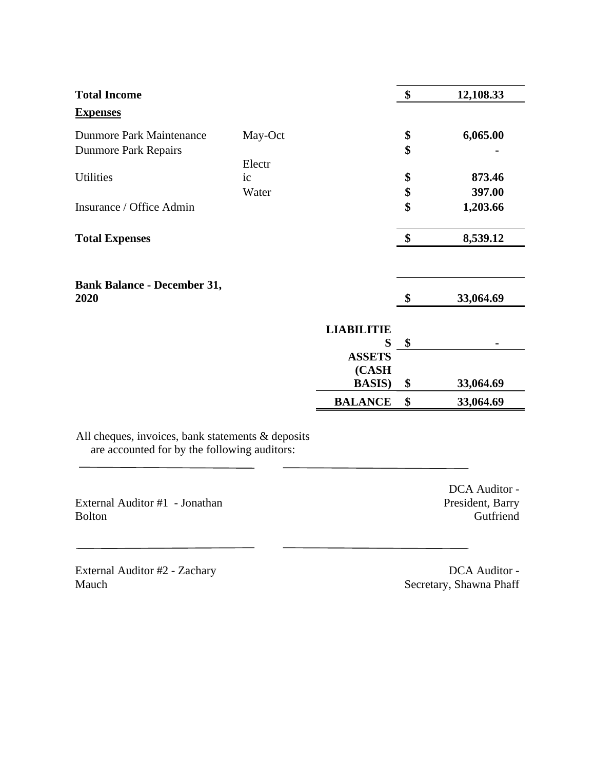| | | | | |
|---|---|---|---|---|
| **Total Income** | | | **$** | **12,108.33** |
| **Expenses** | | | | |
| Dunmore Park Maintenance | May-Oct | | **$** | **6,065.00** |
| Dunmore Park Repairs | | | **$** | **-** |
| Utilities | Electric | | **$** | **873.46** |
| | Water | | **$** | **397.00** |
| Insurance / Office Admin | | | **$** | **1,203.66** |
| **Total Expenses** | | | **$** | **8,539.12** |
| **Bank Balance - December 31, 2020** | | | **$** | **33,064.69** |
| | | **LIABILITIES** | **$** | **-** |
| | | **ASSETS (CASH BASIS)** | **$** | **33,064.69** |
| | | **BALANCE** | **$** | **33,064.69** |

All cheques, invoices, bank statements & deposits are accounted for by the following auditors:

| | |
|---|---|
| External Auditor #1 - Jonathan Bolton | DCA Auditor - President, Barry Gutfriend |
| External Auditor #2 - Zachary Mauch | DCA Auditor - Secretary, Shawna Phaff |